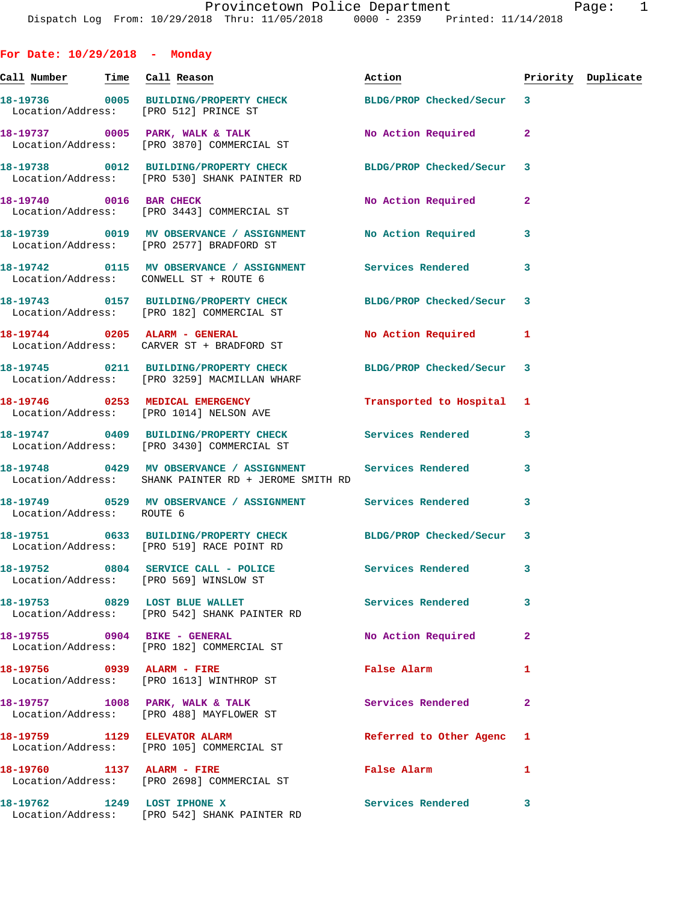# Provincetown Police Department

Dispatch Log From: 10/29/2018 Thru: 11/05/2018 0000 - 2359 Printed: 11/14/2018

## For Date: 10/29/2018 - Monday

| Call Number | Time | Call Reason | Action | Priority | Duplicate |
|---|---|---|---|---|---|
| 18-19736 | 0005 | BUILDING/PROPERTY CHECK | BLDG/PROP Checked/Secur | 3 | |
| Location/Address: | | [PRO 512] PRINCE ST | | | |
| 18-19737 | 0005 | PARK, WALK & TALK | No Action Required | 2 | |
| Location/Address: | | [PRO 3870] COMMERCIAL ST | | | |
| 18-19738 | 0012 | BUILDING/PROPERTY CHECK | BLDG/PROP Checked/Secur | 3 | |
| Location/Address: | | [PRO 530] SHANK PAINTER RD | | | |
| 18-19740 | 0016 | BAR CHECK | No Action Required | 2 | |
| Location/Address: | | [PRO 3443] COMMERCIAL ST | | | |
| 18-19739 | 0019 | MV OBSERVANCE / ASSIGNMENT | No Action Required | 3 | |
| Location/Address: | | [PRO 2577] BRADFORD ST | | | |
| 18-19742 | 0115 | MV OBSERVANCE / ASSIGNMENT | Services Rendered | 3 | |
| Location/Address: | | CONWELL ST + ROUTE 6 | | | |
| 18-19743 | 0157 | BUILDING/PROPERTY CHECK | BLDG/PROP Checked/Secur | 3 | |
| Location/Address: | | [PRO 182] COMMERCIAL ST | | | |
| 18-19744 | 0205 | ALARM - GENERAL | No Action Required | 1 | |
| Location/Address: | | CARVER ST + BRADFORD ST | | | |
| 18-19745 | 0211 | BUILDING/PROPERTY CHECK | BLDG/PROP Checked/Secur | 3 | |
| Location/Address: | | [PRO 3259] MACMILLAN WHARF | | | |
| 18-19746 | 0253 | MEDICAL EMERGENCY | Transported to Hospital | 1 | |
| Location/Address: | | [PRO 1014] NELSON AVE | | | |
| 18-19747 | 0409 | BUILDING/PROPERTY CHECK | Services Rendered | 3 | |
| Location/Address: | | [PRO 3430] COMMERCIAL ST | | | |
| 18-19748 | 0429 | MV OBSERVANCE / ASSIGNMENT | Services Rendered | 3 | |
| Location/Address: | | SHANK PAINTER RD + JEROME SMITH RD | | | |
| 18-19749 | 0529 | MV OBSERVANCE / ASSIGNMENT | Services Rendered | 3 | |
| Location/Address: | | ROUTE 6 | | | |
| 18-19751 | 0633 | BUILDING/PROPERTY CHECK | BLDG/PROP Checked/Secur | 3 | |
| Location/Address: | | [PRO 519] RACE POINT RD | | | |
| 18-19752 | 0804 | SERVICE CALL - POLICE | Services Rendered | 3 | |
| Location/Address: | | [PRO 569] WINSLOW ST | | | |
| 18-19753 | 0829 | LOST BLUE WALLET | Services Rendered | 3 | |
| Location/Address: | | [PRO 542] SHANK PAINTER RD | | | |
| 18-19755 | 0904 | BIKE - GENERAL | No Action Required | 2 | |
| Location/Address: | | [PRO 182] COMMERCIAL ST | | | |
| 18-19756 | 0939 | ALARM - FIRE | False Alarm | 1 | |
| Location/Address: | | [PRO 1613] WINTHROP ST | | | |
| 18-19757 | 1008 | PARK, WALK & TALK | Services Rendered | 2 | |
| Location/Address: | | [PRO 488] MAYFLOWER ST | | | |
| 18-19759 | 1129 | ELEVATOR ALARM | Referred to Other Agenc | 1 | |
| Location/Address: | | [PRO 105] COMMERCIAL ST | | | |
| 18-19760 | 1137 | ALARM - FIRE | False Alarm | 1 | |
| Location/Address: | | [PRO 2698] COMMERCIAL ST | | | |
| 18-19762 | 1249 | LOST IPHONE X | Services Rendered | 3 | |
| Location/Address: | | [PRO 542] SHANK PAINTER RD | | | |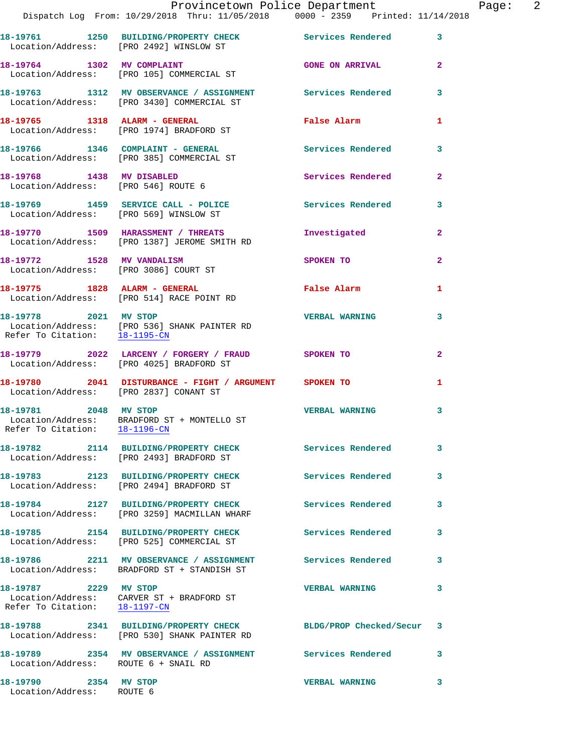**18-19761 1250 BUILDING/PROPERTY CHECK** Services Rendered 3
Location/Address: [PRO 2492] WINSLOW ST

**18-19764 1302 MV COMPLAINT** GONE ON ARRIVAL 2
Location/Address: [PRO 105] COMMERCIAL ST

**18-19763 1312 MV OBSERVANCE / ASSIGNMENT** Services Rendered 3
Location/Address: [PRO 3430] COMMERCIAL ST

**18-19765 1318 ALARM - GENERAL** False Alarm 1
Location/Address: [PRO 1974] BRADFORD ST

**18-19766 1346 COMPLAINT - GENERAL** Services Rendered 3
Location/Address: [PRO 385] COMMERCIAL ST

**18-19768 1438 MV DISABLED** Services Rendered 2
Location/Address: [PRO 546] ROUTE 6

**18-19769 1459 SERVICE CALL - POLICE** Services Rendered 3
Location/Address: [PRO 569] WINSLOW ST

**18-19770 1509 HARASSMENT / THREATS** Investigated 2
Location/Address: [PRO 1387] JEROME SMITH RD

**18-19772 1528 MV VANDALISM** SPOKEN TO 2
Location/Address: [PRO 3086] COURT ST

**18-19775 1828 ALARM - GENERAL** False Alarm 1
Location/Address: [PRO 514] RACE POINT RD

**18-19778 2021 MV STOP** VERBAL WARNING 3
Location/Address: [PRO 536] SHANK PAINTER RD
Refer To Citation: 18-1195-CN

**18-19779 2022 LARCENY / FORGERY / FRAUD** SPOKEN TO 2
Location/Address: [PRO 4025] BRADFORD ST

**18-19780 2041 DISTURBANCE - FIGHT / ARGUMENT** SPOKEN TO 1
Location/Address: [PRO 2837] CONANT ST

**18-19781 2048 MV STOP** VERBAL WARNING 3
Location/Address: BRADFORD ST + MONTELLO ST
Refer To Citation: 18-1196-CN

**18-19782 2114 BUILDING/PROPERTY CHECK** Services Rendered 3
Location/Address: [PRO 2493] BRADFORD ST

**18-19783 2123 BUILDING/PROPERTY CHECK** Services Rendered 3
Location/Address: [PRO 2494] BRADFORD ST

**18-19784 2127 BUILDING/PROPERTY CHECK** Services Rendered 3
Location/Address: [PRO 3259] MACMILLAN WHARF

**18-19785 2154 BUILDING/PROPERTY CHECK** Services Rendered 3
Location/Address: [PRO 525] COMMERCIAL ST

**18-19786 2211 MV OBSERVANCE / ASSIGNMENT** Services Rendered 3
Location/Address: BRADFORD ST + STANDISH ST

**18-19787 2229 MV STOP** VERBAL WARNING 3
Location/Address: CARVER ST + BRADFORD ST
Refer To Citation: 18-1197-CN

**18-19788 2341 BUILDING/PROPERTY CHECK** BLDG/PROP Checked/Secur 3
Location/Address: [PRO 530] SHANK PAINTER RD

**18-19789 2354 MV OBSERVANCE / ASSIGNMENT** Services Rendered 3
Location/Address: ROUTE 6 + SNAIL RD

**18-19790 2354 MV STOP** VERBAL WARNING 3
Location/Address: ROUTE 6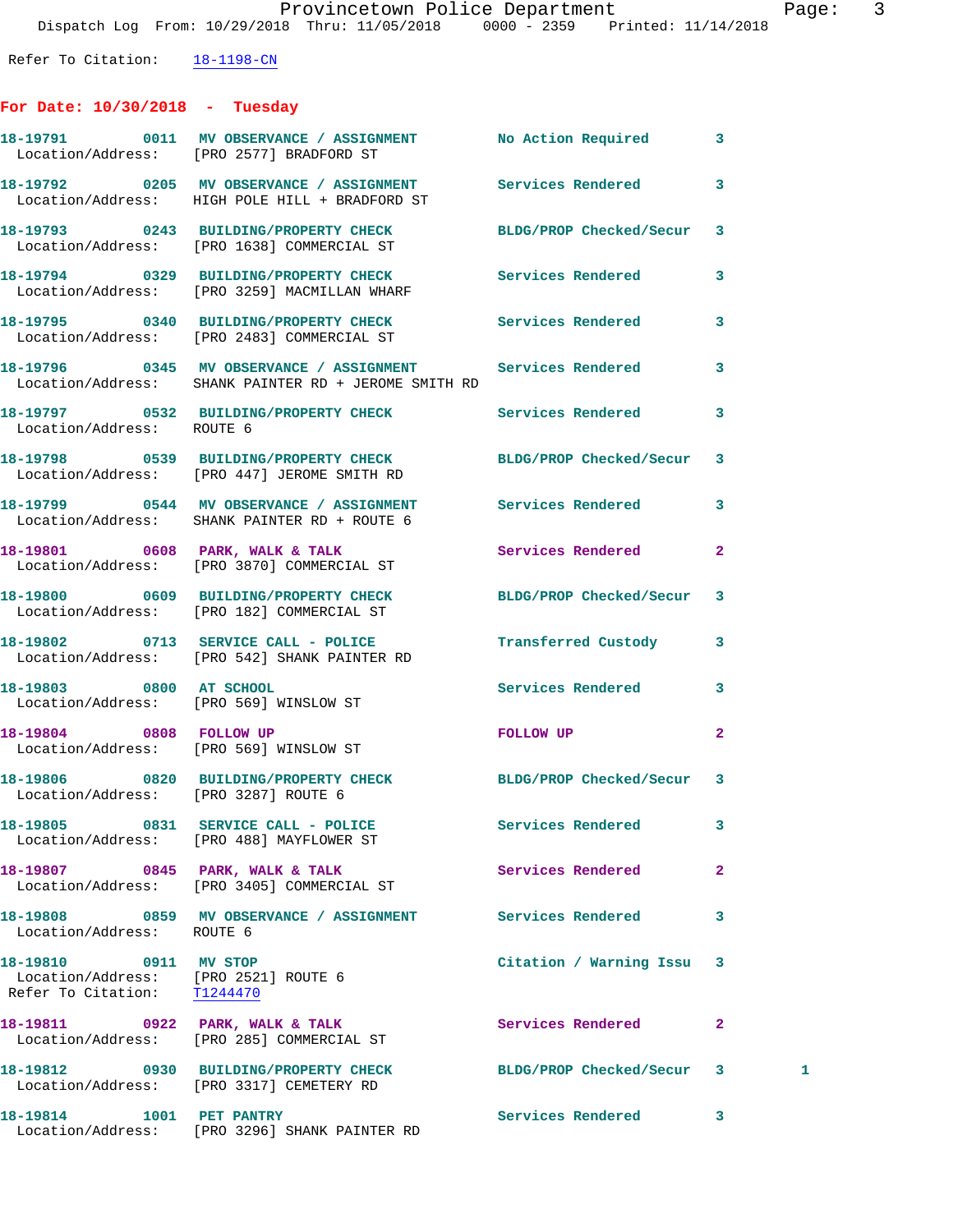Refer To Citation: 18-1198-CN

## For Date: 10/30/2018 - Tuesday

| Call # | Time | Call Type | Action | Priority | |
|---|---|---|---|---|---|
| 18-19791 | 0011 | MV OBSERVANCE / ASSIGNMENT | No Action Required | 3 | |
| Location/Address: [PRO 2577] BRADFORD ST | | | | | |
| 18-19792 | 0205 | MV OBSERVANCE / ASSIGNMENT | Services Rendered | 3 | |
| Location/Address: HIGH POLE HILL + BRADFORD ST | | | | | |
| 18-19793 | 0243 | BUILDING/PROPERTY CHECK | BLDG/PROP Checked/Secur | 3 | |
| Location/Address: [PRO 1638] COMMERCIAL ST | | | | | |
| 18-19794 | 0329 | BUILDING/PROPERTY CHECK | Services Rendered | 3 | |
| Location/Address: [PRO 3259] MACMILLAN WHARF | | | | | |
| 18-19795 | 0340 | BUILDING/PROPERTY CHECK | Services Rendered | 3 | |
| Location/Address: [PRO 2483] COMMERCIAL ST | | | | | |
| 18-19796 | 0345 | MV OBSERVANCE / ASSIGNMENT | Services Rendered | 3 | |
| Location/Address: SHANK PAINTER RD + JEROME SMITH RD | | | | | |
| 18-19797 | 0532 | BUILDING/PROPERTY CHECK | Services Rendered | 3 | |
| Location/Address: ROUTE 6 | | | | | |
| 18-19798 | 0539 | BUILDING/PROPERTY CHECK | BLDG/PROP Checked/Secur | 3 | |
| Location/Address: [PRO 447] JEROME SMITH RD | | | | | |
| 18-19799 | 0544 | MV OBSERVANCE / ASSIGNMENT | Services Rendered | 3 | |
| Location/Address: SHANK PAINTER RD + ROUTE 6 | | | | | |
| 18-19801 | 0608 | PARK, WALK & TALK | Services Rendered | 2 | |
| Location/Address: [PRO 3870] COMMERCIAL ST | | | | | |
| 18-19800 | 0609 | BUILDING/PROPERTY CHECK | BLDG/PROP Checked/Secur | 3 | |
| Location/Address: [PRO 182] COMMERCIAL ST | | | | | |
| 18-19802 | 0713 | SERVICE CALL - POLICE | Transferred Custody | 3 | |
| Location/Address: [PRO 542] SHANK PAINTER RD | | | | | |
| 18-19803 | 0800 | AT SCHOOL | Services Rendered | 3 | |
| Location/Address: [PRO 569] WINSLOW ST | | | | | |
| 18-19804 | 0808 | FOLLOW UP | FOLLOW UP | 2 | |
| Location/Address: [PRO 569] WINSLOW ST | | | | | |
| 18-19806 | 0820 | BUILDING/PROPERTY CHECK | BLDG/PROP Checked/Secur | 3 | |
| Location/Address: [PRO 3287] ROUTE 6 | | | | | |
| 18-19805 | 0831 | SERVICE CALL - POLICE | Services Rendered | 3 | |
| Location/Address: [PRO 488] MAYFLOWER ST | | | | | |
| 18-19807 | 0845 | PARK, WALK & TALK | Services Rendered | 2 | |
| Location/Address: [PRO 3405] COMMERCIAL ST | | | | | |
| 18-19808 | 0859 | MV OBSERVANCE / ASSIGNMENT | Services Rendered | 3 | |
| Location/Address: ROUTE 6 | | | | | |
| 18-19810 | 0911 | MV STOP | Citation / Warning Issu | 3 | |
| Location/Address: [PRO 2521] ROUTE 6 — Refer To Citation: T1244470 | | | | | |
| 18-19811 | 0922 | PARK, WALK & TALK | Services Rendered | 2 | |
| Location/Address: [PRO 285] COMMERCIAL ST | | | | | |
| 18-19812 | 0930 | BUILDING/PROPERTY CHECK | BLDG/PROP Checked/Secur | 3 | 1 |
| Location/Address: [PRO 3317] CEMETERY RD | | | | | |
| 18-19814 | 1001 | PET PANTRY | Services Rendered | 3 | |
| Location/Address: [PRO 3296] SHANK PAINTER RD | | | | | |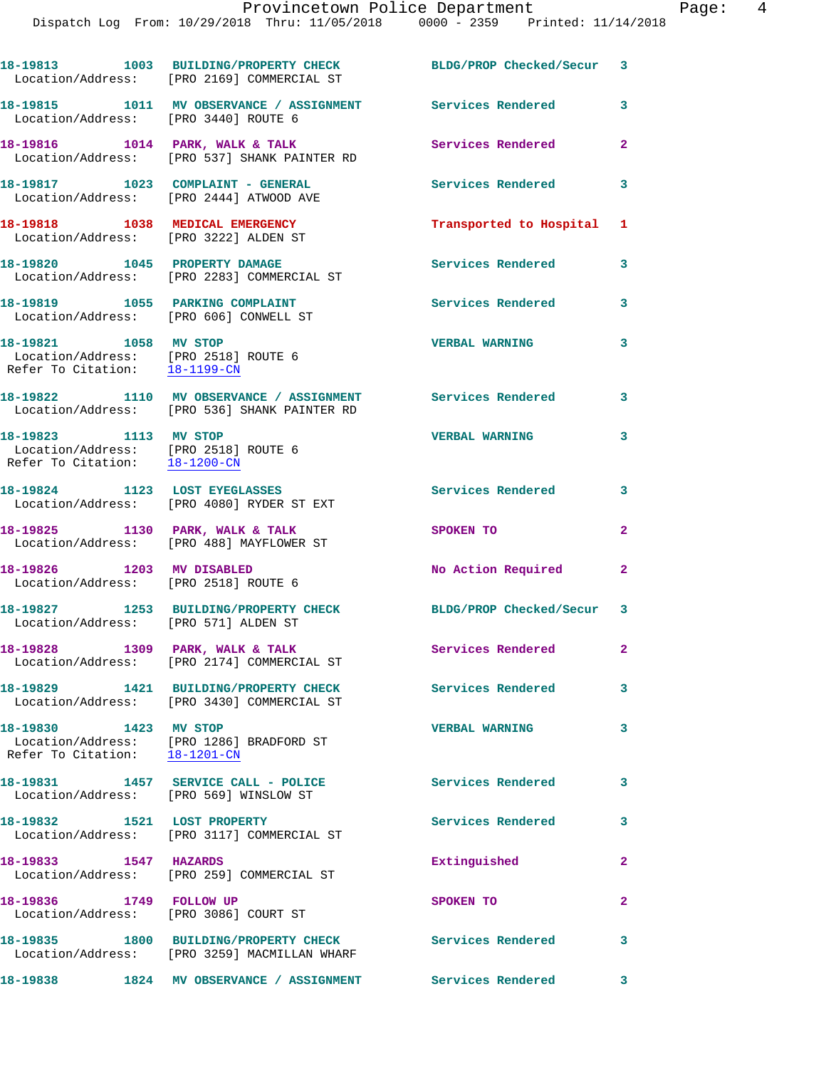18-19813 1003 BUILDING/PROPERTY CHECK BLDG/PROP Checked/Secur 3
Location/Address: [PRO 2169] COMMERCIAL ST

18-19815 1011 MV OBSERVANCE / ASSIGNMENT Services Rendered 3
Location/Address: [PRO 3440] ROUTE 6

18-19816 1014 PARK, WALK & TALK Services Rendered 2
Location/Address: [PRO 537] SHANK PAINTER RD

18-19817 1023 COMPLAINT - GENERAL Services Rendered 3
Location/Address: [PRO 2444] ATWOOD AVE

18-19818 1038 MEDICAL EMERGENCY Transported to Hospital 1
Location/Address: [PRO 3222] ALDEN ST

18-19820 1045 PROPERTY DAMAGE Services Rendered 3
Location/Address: [PRO 2283] COMMERCIAL ST

18-19819 1055 PARKING COMPLAINT Services Rendered 3
Location/Address: [PRO 606] CONWELL ST

18-19821 1058 MV STOP VERBAL WARNING 3
Location/Address: [PRO 2518] ROUTE 6
Refer To Citation: 18-1199-CN

18-19822 1110 MV OBSERVANCE / ASSIGNMENT Services Rendered 3
Location/Address: [PRO 536] SHANK PAINTER RD

18-19823 1113 MV STOP VERBAL WARNING 3
Location/Address: [PRO 2518] ROUTE 6
Refer To Citation: 18-1200-CN

18-19824 1123 LOST EYEGLASSES Services Rendered 3
Location/Address: [PRO 4080] RYDER ST EXT

18-19825 1130 PARK, WALK & TALK SPOKEN TO 2
Location/Address: [PRO 488] MAYFLOWER ST

18-19826 1203 MV DISABLED No Action Required 2
Location/Address: [PRO 2518] ROUTE 6

18-19827 1253 BUILDING/PROPERTY CHECK BLDG/PROP Checked/Secur 3
Location/Address: [PRO 571] ALDEN ST

18-19828 1309 PARK, WALK & TALK Services Rendered 2
Location/Address: [PRO 2174] COMMERCIAL ST

18-19829 1421 BUILDING/PROPERTY CHECK Services Rendered 3
Location/Address: [PRO 3430] COMMERCIAL ST

18-19830 1423 MV STOP VERBAL WARNING 3
Location/Address: [PRO 1286] BRADFORD ST
Refer To Citation: 18-1201-CN

18-19831 1457 SERVICE CALL - POLICE Services Rendered 3
Location/Address: [PRO 569] WINSLOW ST

18-19832 1521 LOST PROPERTY Services Rendered 3
Location/Address: [PRO 3117] COMMERCIAL ST

18-19833 1547 HAZARDS Extinguished 2
Location/Address: [PRO 259] COMMERCIAL ST

18-19836 1749 FOLLOW UP SPOKEN TO 2
Location/Address: [PRO 3086] COURT ST

18-19835 1800 BUILDING/PROPERTY CHECK Services Rendered 3
Location/Address: [PRO 3259] MACMILLAN WHARF

18-19838 1824 MV OBSERVANCE / ASSIGNMENT Services Rendered 3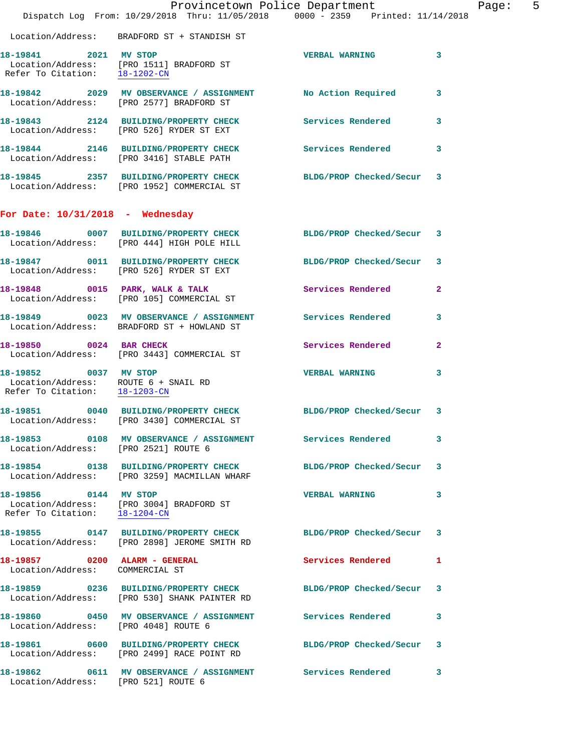Location/Address: BRADFORD ST + STANDISH ST

**18-19841** 2021 **MV STOP** VERBAL WARNING 3
Location/Address: [PRO 1511] BRADFORD ST
Refer To Citation: 18-1202-CN

**18-19842** 2029 **MV OBSERVANCE / ASSIGNMENT** No Action Required 3
Location/Address: [PRO 2577] BRADFORD ST

**18-19843** 2124 **BUILDING/PROPERTY CHECK** Services Rendered 3
Location/Address: [PRO 526] RYDER ST EXT

**18-19844** 2146 **BUILDING/PROPERTY CHECK** Services Rendered 3
Location/Address: [PRO 3416] STABLE PATH

**18-19845** 2357 **BUILDING/PROPERTY CHECK** BLDG/PROP Checked/Secur 3
Location/Address: [PRO 1952] COMMERCIAL ST

## For Date: 10/31/2018 - Wednesday

**18-19846** 0007 **BUILDING/PROPERTY CHECK** BLDG/PROP Checked/Secur 3
Location/Address: [PRO 444] HIGH POLE HILL

**18-19847** 0011 **BUILDING/PROPERTY CHECK** BLDG/PROP Checked/Secur 3
Location/Address: [PRO 526] RYDER ST EXT

**18-19848** 0015 **PARK, WALK & TALK** Services Rendered 2
Location/Address: [PRO 105] COMMERCIAL ST

**18-19849** 0023 **MV OBSERVANCE / ASSIGNMENT** Services Rendered 3
Location/Address: BRADFORD ST + HOWLAND ST

**18-19850** 0024 **BAR CHECK** Services Rendered 2
Location/Address: [PRO 3443] COMMERCIAL ST

**18-19852** 0037 **MV STOP** VERBAL WARNING 3
Location/Address: ROUTE 6 + SNAIL RD
Refer To Citation: 18-1203-CN

**18-19851** 0040 **BUILDING/PROPERTY CHECK** BLDG/PROP Checked/Secur 3
Location/Address: [PRO 3430] COMMERCIAL ST

**18-19853** 0108 **MV OBSERVANCE / ASSIGNMENT** Services Rendered 3
Location/Address: [PRO 2521] ROUTE 6

**18-19854** 0138 **BUILDING/PROPERTY CHECK** BLDG/PROP Checked/Secur 3
Location/Address: [PRO 3259] MACMILLAN WHARF

**18-19856** 0144 **MV STOP** VERBAL WARNING 3
Location/Address: [PRO 3004] BRADFORD ST
Refer To Citation: 18-1204-CN

**18-19855** 0147 **BUILDING/PROPERTY CHECK** BLDG/PROP Checked/Secur 3
Location/Address: [PRO 2898] JEROME SMITH RD

**18-19857** 0200 **ALARM - GENERAL** Services Rendered 1
Location/Address: COMMERCIAL ST

**18-19859** 0236 **BUILDING/PROPERTY CHECK** BLDG/PROP Checked/Secur 3
Location/Address: [PRO 530] SHANK PAINTER RD

**18-19860** 0450 **MV OBSERVANCE / ASSIGNMENT** Services Rendered 3
Location/Address: [PRO 4048] ROUTE 6

**18-19861** 0600 **BUILDING/PROPERTY CHECK** BLDG/PROP Checked/Secur 3
Location/Address: [PRO 2499] RACE POINT RD

**18-19862** 0611 **MV OBSERVANCE / ASSIGNMENT** Services Rendered 3
Location/Address: [PRO 521] ROUTE 6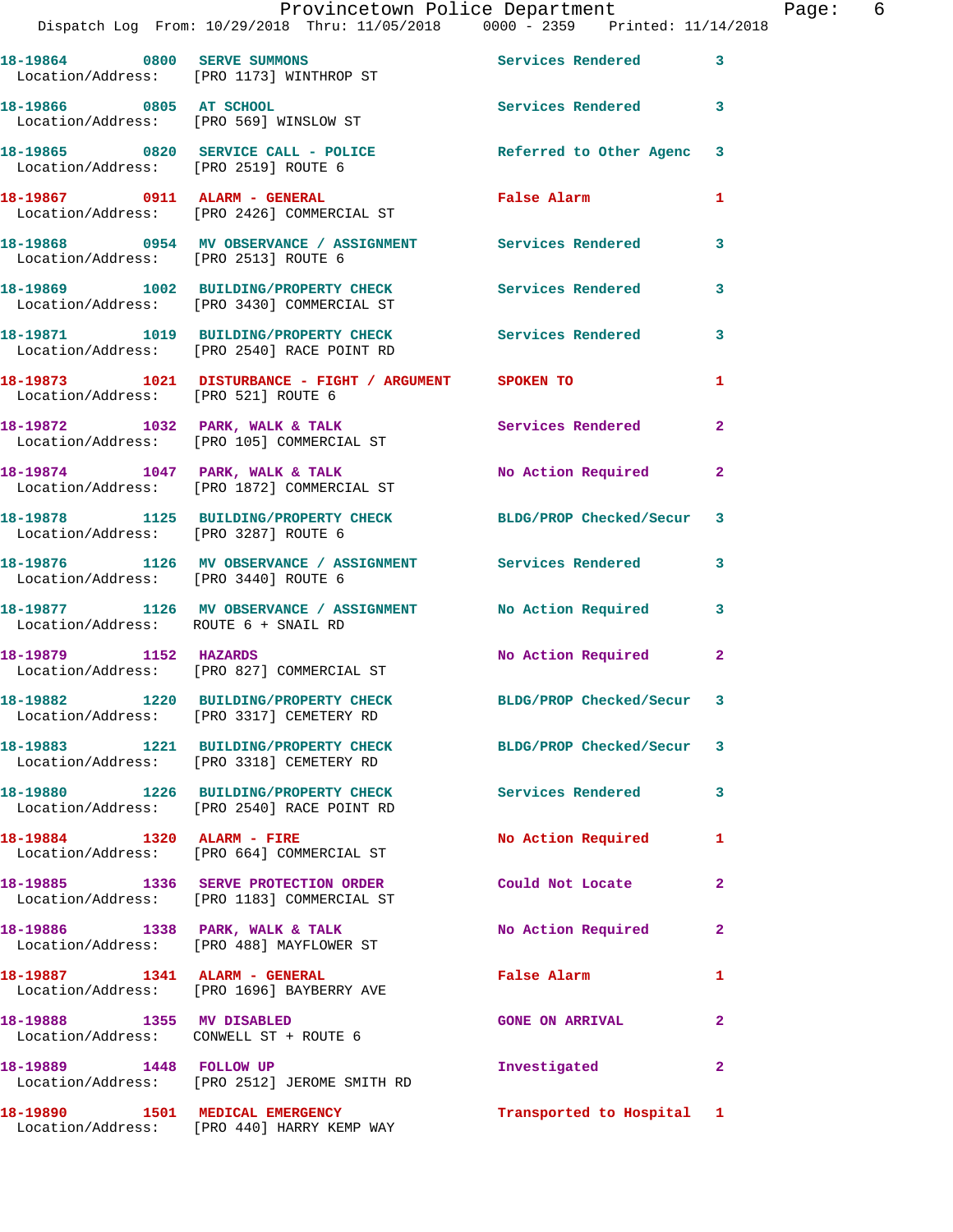18-19864 0800 SERVE SUMMONS Services Rendered 3
Location/Address: [PRO 1173] WINTHROP ST

18-19866 0805 AT SCHOOL Services Rendered 3
Location/Address: [PRO 569] WINSLOW ST

18-19865 0820 SERVICE CALL - POLICE Referred to Other Agenc 3
Location/Address: [PRO 2519] ROUTE 6

18-19867 0911 ALARM - GENERAL False Alarm 1
Location/Address: [PRO 2426] COMMERCIAL ST

18-19868 0954 MV OBSERVANCE / ASSIGNMENT Services Rendered 3
Location/Address: [PRO 2513] ROUTE 6

18-19869 1002 BUILDING/PROPERTY CHECK Services Rendered 3
Location/Address: [PRO 3430] COMMERCIAL ST

18-19871 1019 BUILDING/PROPERTY CHECK Services Rendered 3
Location/Address: [PRO 2540] RACE POINT RD

18-19873 1021 DISTURBANCE - FIGHT / ARGUMENT SPOKEN TO 1
Location/Address: [PRO 521] ROUTE 6

18-19872 1032 PARK, WALK & TALK Services Rendered 2
Location/Address: [PRO 105] COMMERCIAL ST

18-19874 1047 PARK, WALK & TALK No Action Required 2
Location/Address: [PRO 1872] COMMERCIAL ST

18-19878 1125 BUILDING/PROPERTY CHECK BLDG/PROP Checked/Secur 3
Location/Address: [PRO 3287] ROUTE 6

18-19876 1126 MV OBSERVANCE / ASSIGNMENT Services Rendered 3
Location/Address: [PRO 3440] ROUTE 6

18-19877 1126 MV OBSERVANCE / ASSIGNMENT No Action Required 3
Location/Address: ROUTE 6 + SNAIL RD

18-19879 1152 HAZARDS No Action Required 2
Location/Address: [PRO 827] COMMERCIAL ST

18-19882 1220 BUILDING/PROPERTY CHECK BLDG/PROP Checked/Secur 3
Location/Address: [PRO 3317] CEMETERY RD

18-19883 1221 BUILDING/PROPERTY CHECK BLDG/PROP Checked/Secur 3
Location/Address: [PRO 3318] CEMETERY RD

18-19880 1226 BUILDING/PROPERTY CHECK Services Rendered 3
Location/Address: [PRO 2540] RACE POINT RD

18-19884 1320 ALARM - FIRE No Action Required 1
Location/Address: [PRO 664] COMMERCIAL ST

18-19885 1336 SERVE PROTECTION ORDER Could Not Locate 2
Location/Address: [PRO 1183] COMMERCIAL ST

18-19886 1338 PARK, WALK & TALK No Action Required 2
Location/Address: [PRO 488] MAYFLOWER ST

18-19887 1341 ALARM - GENERAL False Alarm 1
Location/Address: [PRO 1696] BAYBERRY AVE

18-19888 1355 MV DISABLED GONE ON ARRIVAL 2
Location/Address: CONWELL ST + ROUTE 6

18-19889 1448 FOLLOW UP Investigated 2
Location/Address: [PRO 2512] JEROME SMITH RD

18-19890 1501 MEDICAL EMERGENCY Transported to Hospital 1
Location/Address: [PRO 440] HARRY KEMP WAY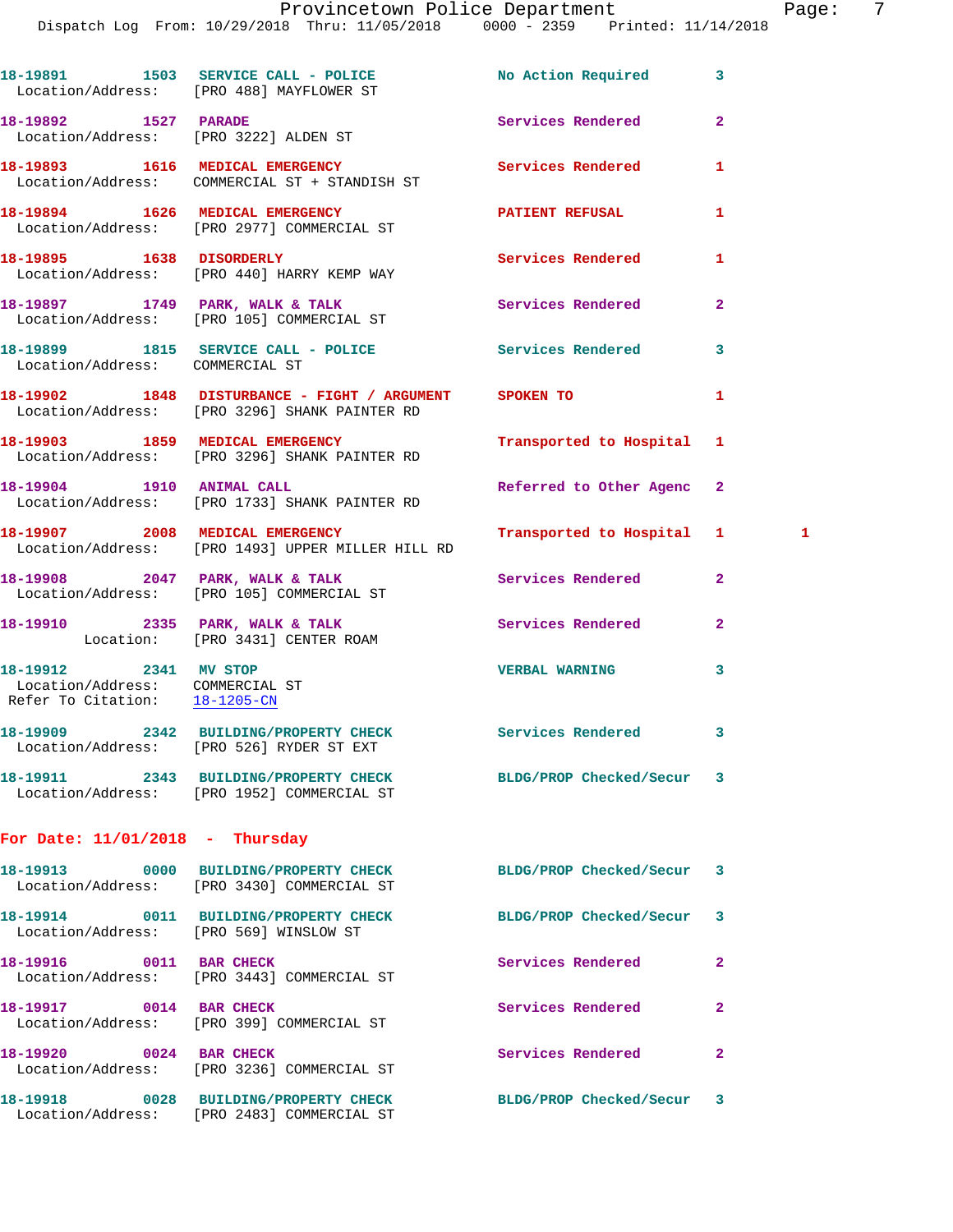18-19891 1503 SERVICE CALL - POLICE No Action Required 3
Location/Address: [PRO 488] MAYFLOWER ST

18-19892 1527 PARADE Services Rendered 2
Location/Address: [PRO 3222] ALDEN ST

18-19893 1616 MEDICAL EMERGENCY Services Rendered 1
Location/Address: COMMERCIAL ST + STANDISH ST

18-19894 1626 MEDICAL EMERGENCY PATIENT REFUSAL 1
Location/Address: [PRO 2977] COMMERCIAL ST

18-19895 1638 DISORDERLY Services Rendered 1
Location/Address: [PRO 440] HARRY KEMP WAY

18-19897 1749 PARK, WALK & TALK Services Rendered 2
Location/Address: [PRO 105] COMMERCIAL ST

18-19899 1815 SERVICE CALL - POLICE Services Rendered 3
Location/Address: COMMERCIAL ST

18-19902 1848 DISTURBANCE - FIGHT / ARGUMENT SPOKEN TO 1
Location/Address: [PRO 3296] SHANK PAINTER RD

18-19903 1859 MEDICAL EMERGENCY Transported to Hospital 1
Location/Address: [PRO 3296] SHANK PAINTER RD

18-19904 1910 ANIMAL CALL Referred to Other Agenc 2
Location/Address: [PRO 1733] SHANK PAINTER RD

18-19907 2008 MEDICAL EMERGENCY Transported to Hospital 1 1
Location/Address: [PRO 1493] UPPER MILLER HILL RD

18-19908 2047 PARK, WALK & TALK Services Rendered 2
Location/Address: [PRO 105] COMMERCIAL ST

18-19910 2335 PARK, WALK & TALK Services Rendered 2
Location: [PRO 3431] CENTER ROAM

18-19912 2341 MV STOP VERBAL WARNING 3
Location/Address: COMMERCIAL ST
Refer To Citation: 18-1205-CN

18-19909 2342 BUILDING/PROPERTY CHECK Services Rendered 3
Location/Address: [PRO 526] RYDER ST EXT

18-19911 2343 BUILDING/PROPERTY CHECK BLDG/PROP Checked/Secur 3
Location/Address: [PRO 1952] COMMERCIAL ST

**For Date: 11/01/2018 - Thursday**

18-19913 0000 BUILDING/PROPERTY CHECK BLDG/PROP Checked/Secur 3
Location/Address: [PRO 3430] COMMERCIAL ST

18-19914 0011 BUILDING/PROPERTY CHECK BLDG/PROP Checked/Secur 3
Location/Address: [PRO 569] WINSLOW ST

18-19916 0011 BAR CHECK Services Rendered 2
Location/Address: [PRO 3443] COMMERCIAL ST

18-19917 0014 BAR CHECK Services Rendered 2
Location/Address: [PRO 399] COMMERCIAL ST

18-19920 0024 BAR CHECK Services Rendered 2
Location/Address: [PRO 3236] COMMERCIAL ST

18-19918 0028 BUILDING/PROPERTY CHECK BLDG/PROP Checked/Secur 3
Location/Address: [PRO 2483] COMMERCIAL ST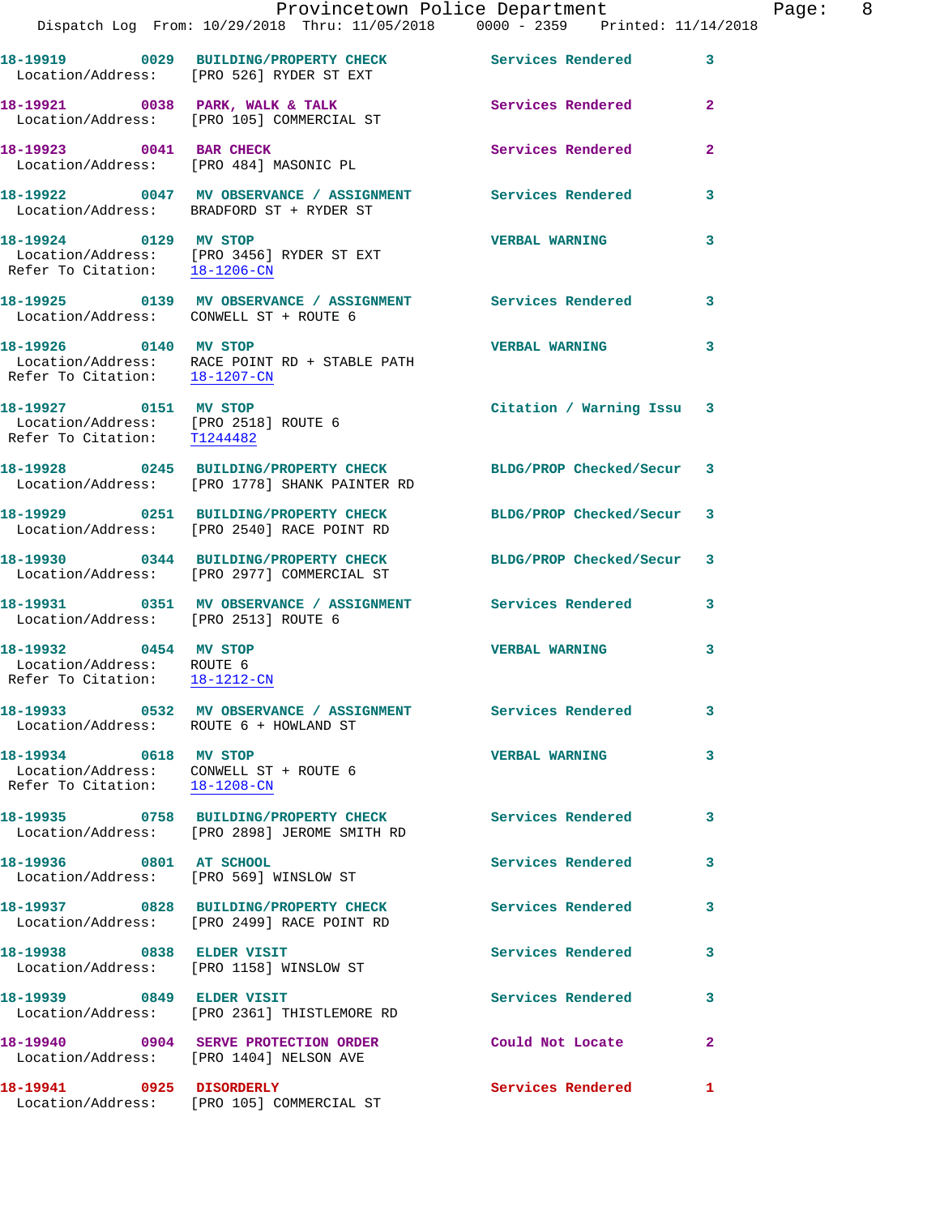18-19919 0029 BUILDING/PROPERTY CHECK Services Rendered 3
Location/Address: [PRO 526] RYDER ST EXT

18-19921 0038 PARK, WALK & TALK Services Rendered 2
Location/Address: [PRO 105] COMMERCIAL ST

18-19923 0041 BAR CHECK Services Rendered 2
Location/Address: [PRO 484] MASONIC PL

18-19922 0047 MV OBSERVANCE / ASSIGNMENT Services Rendered 3
Location/Address: BRADFORD ST + RYDER ST

18-19924 0129 MV STOP VERBAL WARNING 3
Location/Address: [PRO 3456] RYDER ST EXT
Refer To Citation: 18-1206-CN

18-19925 0139 MV OBSERVANCE / ASSIGNMENT Services Rendered 3
Location/Address: CONWELL ST + ROUTE 6

18-19926 0140 MV STOP VERBAL WARNING 3
Location/Address: RACE POINT RD + STABLE PATH
Refer To Citation: 18-1207-CN

18-19927 0151 MV STOP Citation / Warning Issu 3
Location/Address: [PRO 2518] ROUTE 6
Refer To Citation: T1244482

18-19928 0245 BUILDING/PROPERTY CHECK BLDG/PROP Checked/Secur 3
Location/Address: [PRO 1778] SHANK PAINTER RD

18-19929 0251 BUILDING/PROPERTY CHECK BLDG/PROP Checked/Secur 3
Location/Address: [PRO 2540] RACE POINT RD

18-19930 0344 BUILDING/PROPERTY CHECK BLDG/PROP Checked/Secur 3
Location/Address: [PRO 2977] COMMERCIAL ST

18-19931 0351 MV OBSERVANCE / ASSIGNMENT Services Rendered 3
Location/Address: [PRO 2513] ROUTE 6

18-19932 0454 MV STOP VERBAL WARNING 3
Location/Address: ROUTE 6
Refer To Citation: 18-1212-CN

18-19933 0532 MV OBSERVANCE / ASSIGNMENT Services Rendered 3
Location/Address: ROUTE 6 + HOWLAND ST

18-19934 0618 MV STOP VERBAL WARNING 3
Location/Address: CONWELL ST + ROUTE 6
Refer To Citation: 18-1208-CN

18-19935 0758 BUILDING/PROPERTY CHECK Services Rendered 3
Location/Address: [PRO 2898] JEROME SMITH RD

18-19936 0801 AT SCHOOL Services Rendered 3
Location/Address: [PRO 569] WINSLOW ST

18-19937 0828 BUILDING/PROPERTY CHECK Services Rendered 3
Location/Address: [PRO 2499] RACE POINT RD

18-19938 0838 ELDER VISIT Services Rendered 3
Location/Address: [PRO 1158] WINSLOW ST

18-19939 0849 ELDER VISIT Services Rendered 3
Location/Address: [PRO 2361] THISTLEMORE RD

18-19940 0904 SERVE PROTECTION ORDER Could Not Locate 2
Location/Address: [PRO 1404] NELSON AVE

18-19941 0925 DISORDERLY Services Rendered 1
Location/Address: [PRO 105] COMMERCIAL ST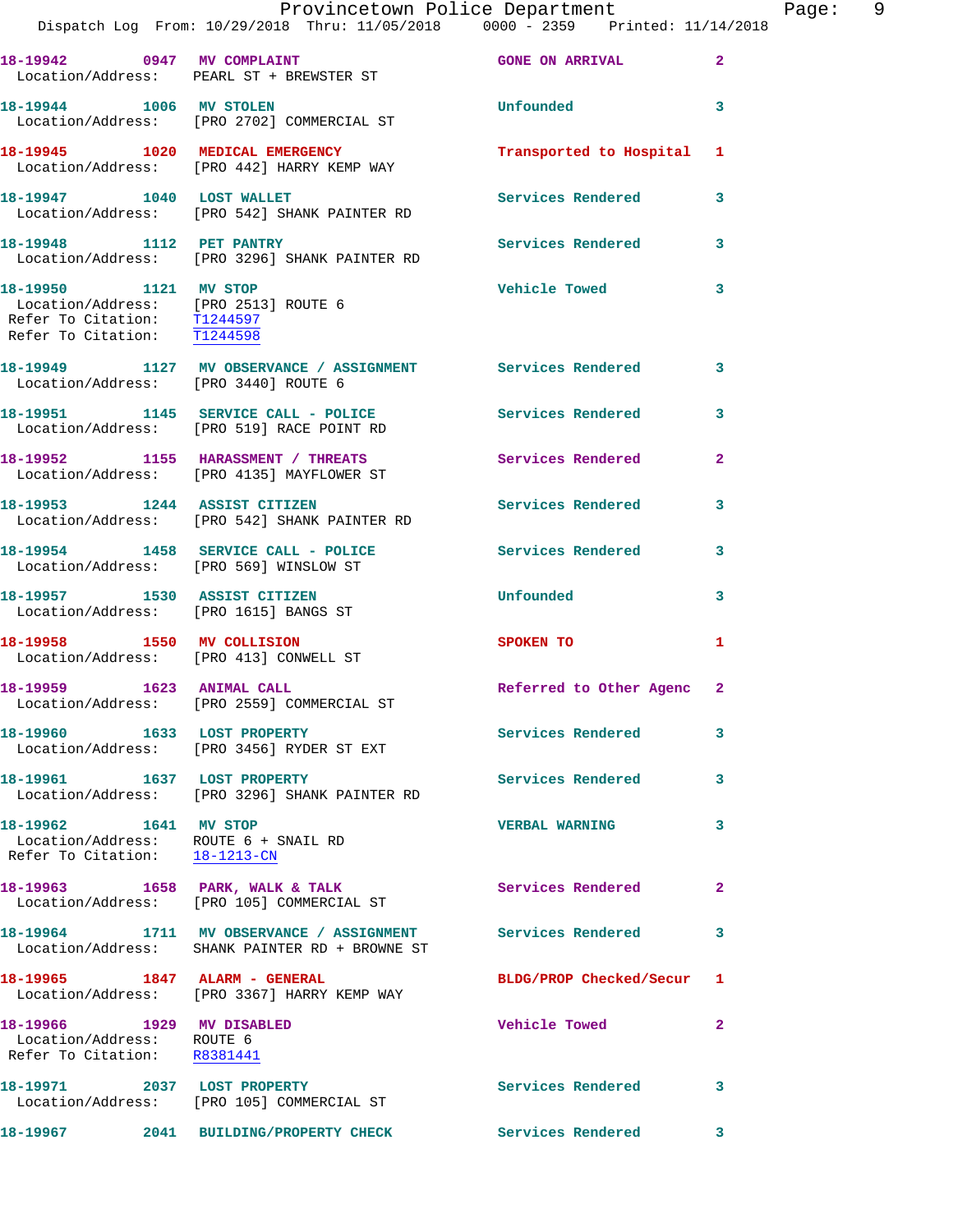18-19942 0947 MV COMPLAINT GONE ON ARRIVAL 2
Location/Address: PEARL ST + BREWSTER ST

18-19944 1006 MV STOLEN Unfounded 3
Location/Address: [PRO 2702] COMMERCIAL ST

18-19945 1020 MEDICAL EMERGENCY Transported to Hospital 1
Location/Address: [PRO 442] HARRY KEMP WAY

18-19947 1040 LOST WALLET Services Rendered 3
Location/Address: [PRO 542] SHANK PAINTER RD

18-19948 1112 PET PANTRY Services Rendered 3
Location/Address: [PRO 3296] SHANK PAINTER RD

18-19950 1121 MV STOP Vehicle Towed 3
Location/Address: [PRO 2513] ROUTE 6
Refer To Citation: T1244597
Refer To Citation: T1244598

18-19949 1127 MV OBSERVANCE / ASSIGNMENT Services Rendered 3
Location/Address: [PRO 3440] ROUTE 6

18-19951 1145 SERVICE CALL - POLICE Services Rendered 3
Location/Address: [PRO 519] RACE POINT RD

18-19952 1155 HARASSMENT / THREATS Services Rendered 2
Location/Address: [PRO 4135] MAYFLOWER ST

18-19953 1244 ASSIST CITIZEN Services Rendered 3
Location/Address: [PRO 542] SHANK PAINTER RD

18-19954 1458 SERVICE CALL - POLICE Services Rendered 3
Location/Address: [PRO 569] WINSLOW ST

18-19957 1530 ASSIST CITIZEN Unfounded 3
Location/Address: [PRO 1615] BANGS ST

18-19958 1550 MV COLLISION SPOKEN TO 1
Location/Address: [PRO 413] CONWELL ST

18-19959 1623 ANIMAL CALL Referred to Other Agenc 2
Location/Address: [PRO 2559] COMMERCIAL ST

18-19960 1633 LOST PROPERTY Services Rendered 3
Location/Address: [PRO 3456] RYDER ST EXT

18-19961 1637 LOST PROPERTY Services Rendered 3
Location/Address: [PRO 3296] SHANK PAINTER RD

18-19962 1641 MV STOP VERBAL WARNING 3
Location/Address: ROUTE 6 + SNAIL RD
Refer To Citation: 18-1213-CN

18-19963 1658 PARK, WALK & TALK Services Rendered 2
Location/Address: [PRO 105] COMMERCIAL ST

18-19964 1711 MV OBSERVANCE / ASSIGNMENT Services Rendered 3
Location/Address: SHANK PAINTER RD + BROWNE ST

18-19965 1847 ALARM - GENERAL BLDG/PROP Checked/Secur 1
Location/Address: [PRO 3367] HARRY KEMP WAY

18-19966 1929 MV DISABLED Vehicle Towed 2
Location/Address: ROUTE 6
Refer To Citation: R8381441

18-19971 2037 LOST PROPERTY Services Rendered 3
Location/Address: [PRO 105] COMMERCIAL ST

18-19967 2041 BUILDING/PROPERTY CHECK Services Rendered 3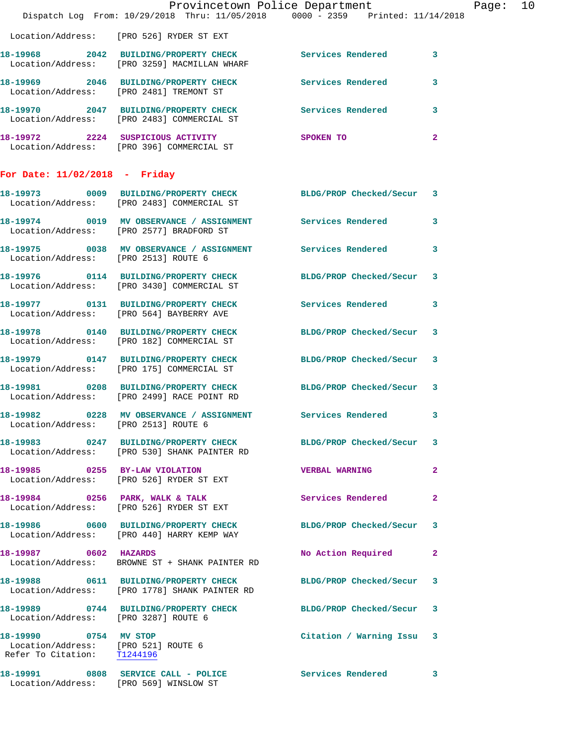Location/Address: [PRO 526] RYDER ST EXT

18-19968 2042 BUILDING/PROPERTY CHECK Services Rendered 3
Location/Address: [PRO 3259] MACMILLAN WHARF

18-19969 2046 BUILDING/PROPERTY CHECK Services Rendered 3
Location/Address: [PRO 2481] TREMONT ST

18-19970 2047 BUILDING/PROPERTY CHECK Services Rendered 3
Location/Address: [PRO 2483] COMMERCIAL ST

18-19972 2224 SUSPICIOUS ACTIVITY SPOKEN TO 2
Location/Address: [PRO 396] COMMERCIAL ST

## For Date: 11/02/2018 - Friday

18-19973 0009 BUILDING/PROPERTY CHECK BLDG/PROP Checked/Secur 3
Location/Address: [PRO 2483] COMMERCIAL ST

18-19974 0019 MV OBSERVANCE / ASSIGNMENT Services Rendered 3
Location/Address: [PRO 2577] BRADFORD ST

18-19975 0038 MV OBSERVANCE / ASSIGNMENT Services Rendered 3
Location/Address: [PRO 2513] ROUTE 6

18-19976 0114 BUILDING/PROPERTY CHECK BLDG/PROP Checked/Secur 3
Location/Address: [PRO 3430] COMMERCIAL ST

18-19977 0131 BUILDING/PROPERTY CHECK Services Rendered 3
Location/Address: [PRO 564] BAYBERRY AVE

18-19978 0140 BUILDING/PROPERTY CHECK BLDG/PROP Checked/Secur 3
Location/Address: [PRO 182] COMMERCIAL ST

18-19979 0147 BUILDING/PROPERTY CHECK BLDG/PROP Checked/Secur 3
Location/Address: [PRO 175] COMMERCIAL ST

18-19981 0208 BUILDING/PROPERTY CHECK BLDG/PROP Checked/Secur 3
Location/Address: [PRO 2499] RACE POINT RD

18-19982 0228 MV OBSERVANCE / ASSIGNMENT Services Rendered 3
Location/Address: [PRO 2513] ROUTE 6

18-19983 0247 BUILDING/PROPERTY CHECK BLDG/PROP Checked/Secur 3
Location/Address: [PRO 530] SHANK PAINTER RD

18-19985 0255 BY-LAW VIOLATION VERBAL WARNING 2
Location/Address: [PRO 526] RYDER ST EXT

18-19984 0256 PARK, WALK & TALK Services Rendered 2
Location/Address: [PRO 526] RYDER ST EXT

18-19986 0600 BUILDING/PROPERTY CHECK BLDG/PROP Checked/Secur 3
Location/Address: [PRO 440] HARRY KEMP WAY

18-19987 0602 HAZARDS No Action Required 2
Location/Address: BROWNE ST + SHANK PAINTER RD

18-19988 0611 BUILDING/PROPERTY CHECK BLDG/PROP Checked/Secur 3
Location/Address: [PRO 1778] SHANK PAINTER RD

18-19989 0744 BUILDING/PROPERTY CHECK BLDG/PROP Checked/Secur 3
Location/Address: [PRO 3287] ROUTE 6

18-19990 0754 MV STOP Citation / Warning Issu 3
Location/Address: [PRO 521] ROUTE 6
Refer To Citation: T1244196

18-19991 0808 SERVICE CALL - POLICE Services Rendered 3
Location/Address: [PRO 569] WINSLOW ST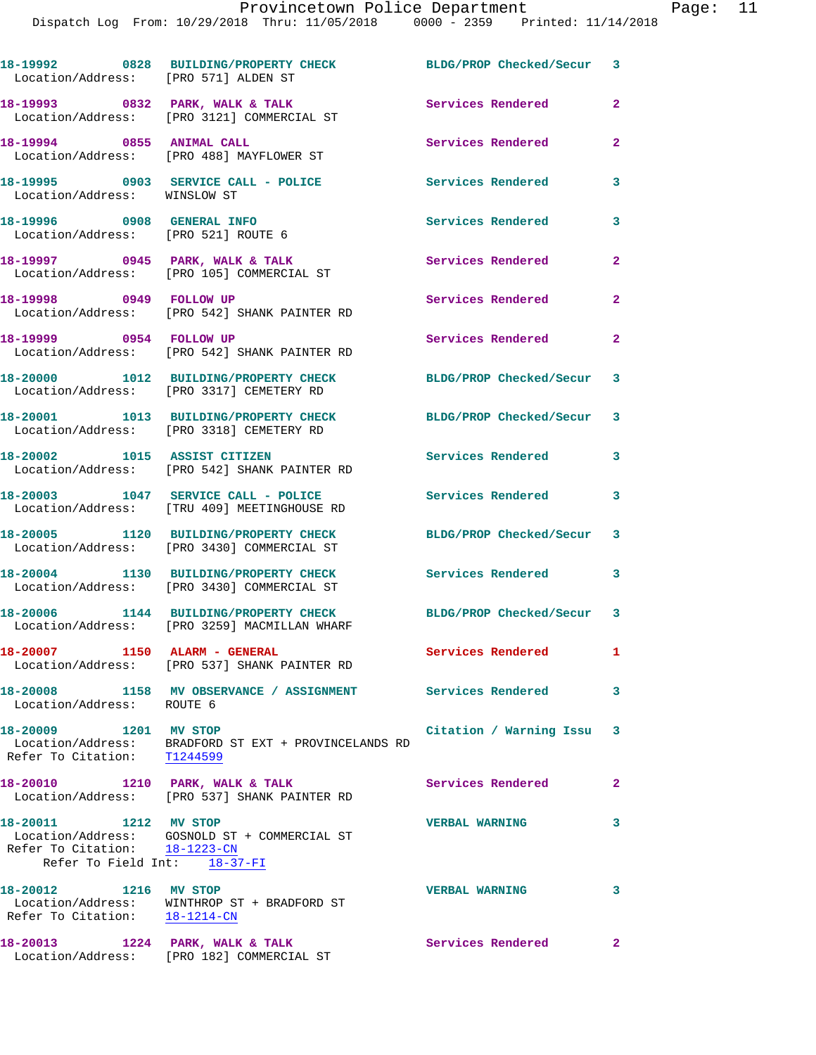18-19992 0828 BUILDING/PROPERTY CHECK BLDG/PROP Checked/Secur 3
Location/Address: [PRO 571] ALDEN ST

18-19993 0832 PARK, WALK & TALK Services Rendered 2
Location/Address: [PRO 3121] COMMERCIAL ST

18-19994 0855 ANIMAL CALL Services Rendered 2
Location/Address: [PRO 488] MAYFLOWER ST

18-19995 0903 SERVICE CALL - POLICE Services Rendered 3
Location/Address: WINSLOW ST

18-19996 0908 GENERAL INFO Services Rendered 3
Location/Address: [PRO 521] ROUTE 6

18-19997 0945 PARK, WALK & TALK Services Rendered 2
Location/Address: [PRO 105] COMMERCIAL ST

18-19998 0949 FOLLOW UP Services Rendered 2
Location/Address: [PRO 542] SHANK PAINTER RD

18-19999 0954 FOLLOW UP Services Rendered 2
Location/Address: [PRO 542] SHANK PAINTER RD

18-20000 1012 BUILDING/PROPERTY CHECK BLDG/PROP Checked/Secur 3
Location/Address: [PRO 3317] CEMETERY RD

18-20001 1013 BUILDING/PROPERTY CHECK BLDG/PROP Checked/Secur 3
Location/Address: [PRO 3318] CEMETERY RD

18-20002 1015 ASSIST CITIZEN Services Rendered 3
Location/Address: [PRO 542] SHANK PAINTER RD

18-20003 1047 SERVICE CALL - POLICE Services Rendered 3
Location/Address: [TRU 409] MEETINGHOUSE RD

18-20005 1120 BUILDING/PROPERTY CHECK BLDG/PROP Checked/Secur 3
Location/Address: [PRO 3430] COMMERCIAL ST

18-20004 1130 BUILDING/PROPERTY CHECK Services Rendered 3
Location/Address: [PRO 3430] COMMERCIAL ST

18-20006 1144 BUILDING/PROPERTY CHECK BLDG/PROP Checked/Secur 3
Location/Address: [PRO 3259] MACMILLAN WHARF

18-20007 1150 ALARM - GENERAL Services Rendered 1
Location/Address: [PRO 537] SHANK PAINTER RD

18-20008 1158 MV OBSERVANCE / ASSIGNMENT Services Rendered 3
Location/Address: ROUTE 6

18-20009 1201 MV STOP Citation / Warning Issu 3
Location/Address: BRADFORD ST EXT + PROVINCELANDS RD
Refer To Citation: T1244599

18-20010 1210 PARK, WALK & TALK Services Rendered 2
Location/Address: [PRO 537] SHANK PAINTER RD

18-20011 1212 MV STOP VERBAL WARNING 3
Location/Address: GOSNOLD ST + COMMERCIAL ST
Refer To Citation: 18-1223-CN
Refer To Field Int: 18-37-FI

18-20012 1216 MV STOP VERBAL WARNING 3
Location/Address: WINTHROP ST + BRADFORD ST
Refer To Citation: 18-1214-CN

18-20013 1224 PARK, WALK & TALK Services Rendered 2
Location/Address: [PRO 182] COMMERCIAL ST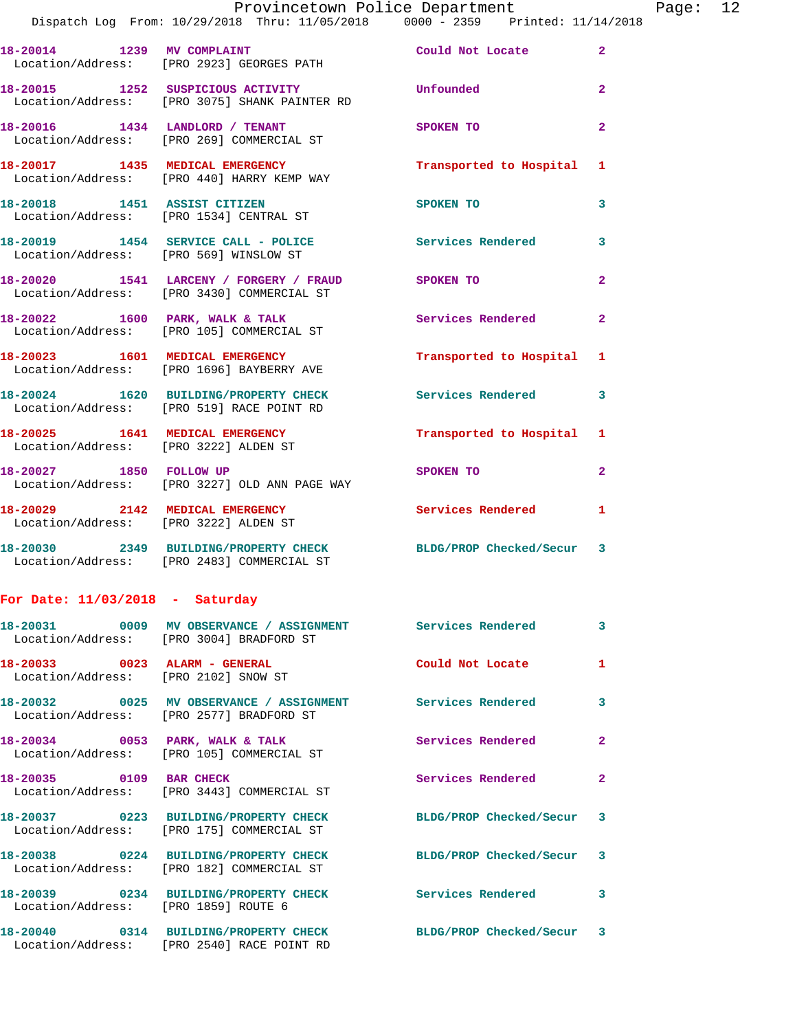18-20014 1239 MV COMPLAINT Could Not Locate 2
Location/Address: [PRO 2923] GEORGES PATH

18-20015 1252 SUSPICIOUS ACTIVITY Unfounded 2
Location/Address: [PRO 3075] SHANK PAINTER RD

18-20016 1434 LANDLORD / TENANT SPOKEN TO 2
Location/Address: [PRO 269] COMMERCIAL ST

18-20017 1435 MEDICAL EMERGENCY Transported to Hospital 1
Location/Address: [PRO 440] HARRY KEMP WAY

18-20018 1451 ASSIST CITIZEN SPOKEN TO 3
Location/Address: [PRO 1534] CENTRAL ST

18-20019 1454 SERVICE CALL - POLICE Services Rendered 3
Location/Address: [PRO 569] WINSLOW ST

18-20020 1541 LARCENY / FORGERY / FRAUD SPOKEN TO 2
Location/Address: [PRO 3430] COMMERCIAL ST

18-20022 1600 PARK, WALK & TALK Services Rendered 2
Location/Address: [PRO 105] COMMERCIAL ST

18-20023 1601 MEDICAL EMERGENCY Transported to Hospital 1
Location/Address: [PRO 1696] BAYBERRY AVE

18-20024 1620 BUILDING/PROPERTY CHECK Services Rendered 3
Location/Address: [PRO 519] RACE POINT RD

18-20025 1641 MEDICAL EMERGENCY Transported to Hospital 1
Location/Address: [PRO 3222] ALDEN ST

18-20027 1850 FOLLOW UP SPOKEN TO 2
Location/Address: [PRO 3227] OLD ANN PAGE WAY

18-20029 2142 MEDICAL EMERGENCY Services Rendered 1
Location/Address: [PRO 3222] ALDEN ST

18-20030 2349 BUILDING/PROPERTY CHECK BLDG/PROP Checked/Secur 3
Location/Address: [PRO 2483] COMMERCIAL ST

**For Date: 11/03/2018 - Saturday**

18-20031 0009 MV OBSERVANCE / ASSIGNMENT Services Rendered 3
Location/Address: [PRO 3004] BRADFORD ST

18-20033 0023 ALARM - GENERAL Could Not Locate 1
Location/Address: [PRO 2102] SNOW ST

18-20032 0025 MV OBSERVANCE / ASSIGNMENT Services Rendered 3
Location/Address: [PRO 2577] BRADFORD ST

18-20034 0053 PARK, WALK & TALK Services Rendered 2
Location/Address: [PRO 105] COMMERCIAL ST

18-20035 0109 BAR CHECK Services Rendered 2
Location/Address: [PRO 3443] COMMERCIAL ST

18-20037 0223 BUILDING/PROPERTY CHECK BLDG/PROP Checked/Secur 3
Location/Address: [PRO 175] COMMERCIAL ST

18-20038 0224 BUILDING/PROPERTY CHECK BLDG/PROP Checked/Secur 3
Location/Address: [PRO 182] COMMERCIAL ST

18-20039 0234 BUILDING/PROPERTY CHECK Services Rendered 3
Location/Address: [PRO 1859] ROUTE 6

18-20040 0314 BUILDING/PROPERTY CHECK BLDG/PROP Checked/Secur 3
Location/Address: [PRO 2540] RACE POINT RD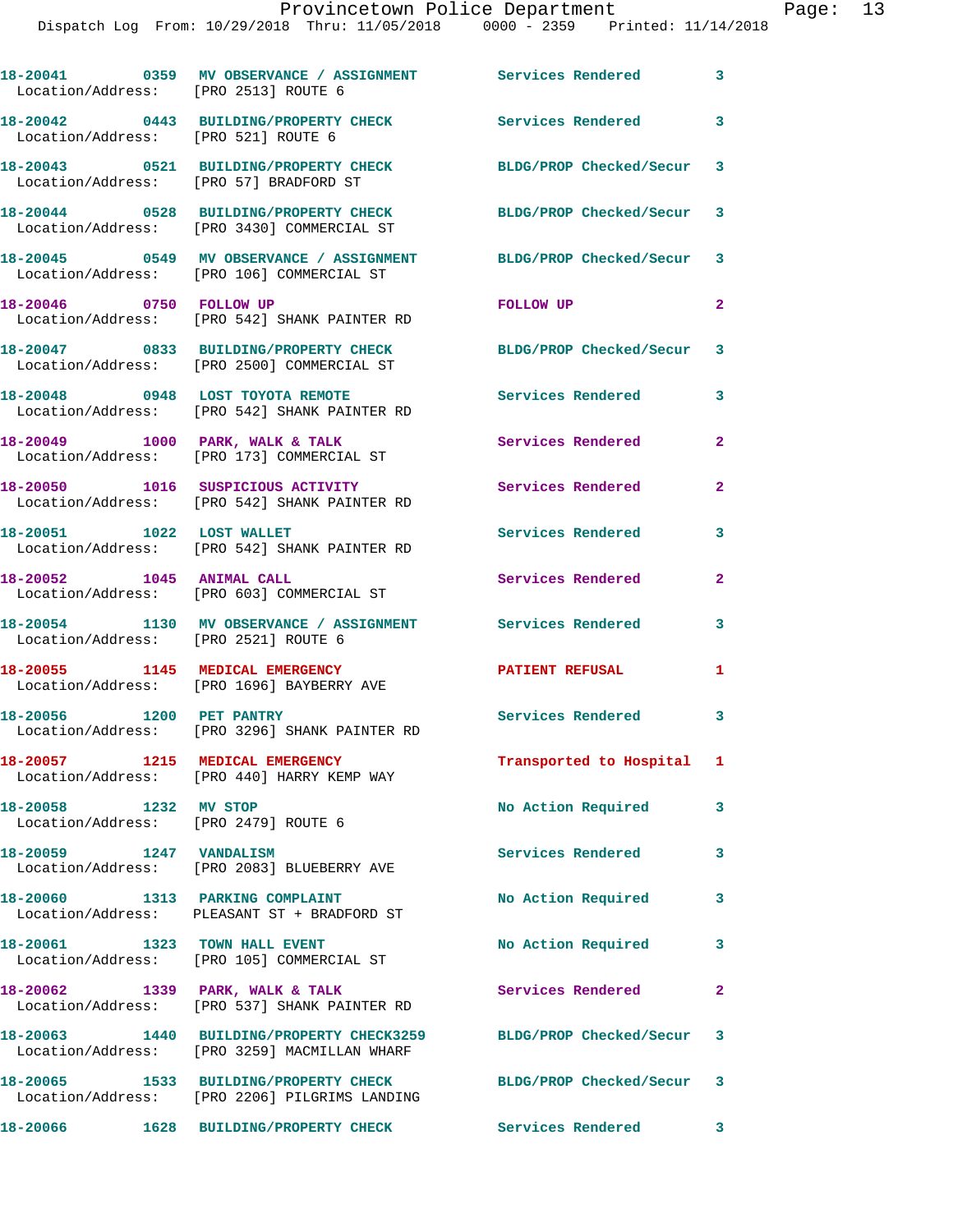18-20041 0359 MV OBSERVANCE / ASSIGNMENT Services Rendered 3
Location/Address: [PRO 2513] ROUTE 6

18-20042 0443 BUILDING/PROPERTY CHECK Services Rendered 3
Location/Address: [PRO 521] ROUTE 6

18-20043 0521 BUILDING/PROPERTY CHECK BLDG/PROP Checked/Secur 3
Location/Address: [PRO 57] BRADFORD ST

18-20044 0528 BUILDING/PROPERTY CHECK BLDG/PROP Checked/Secur 3
Location/Address: [PRO 3430] COMMERCIAL ST

18-20045 0549 MV OBSERVANCE / ASSIGNMENT BLDG/PROP Checked/Secur 3
Location/Address: [PRO 106] COMMERCIAL ST

18-20046 0750 FOLLOW UP FOLLOW UP 2
Location/Address: [PRO 542] SHANK PAINTER RD

18-20047 0833 BUILDING/PROPERTY CHECK BLDG/PROP Checked/Secur 3
Location/Address: [PRO 2500] COMMERCIAL ST

18-20048 0948 LOST TOYOTA REMOTE Services Rendered 3
Location/Address: [PRO 542] SHANK PAINTER RD

18-20049 1000 PARK, WALK & TALK Services Rendered 2
Location/Address: [PRO 173] COMMERCIAL ST

18-20050 1016 SUSPICIOUS ACTIVITY Services Rendered 2
Location/Address: [PRO 542] SHANK PAINTER RD

18-20051 1022 LOST WALLET Services Rendered 3
Location/Address: [PRO 542] SHANK PAINTER RD

18-20052 1045 ANIMAL CALL Services Rendered 2
Location/Address: [PRO 603] COMMERCIAL ST

18-20054 1130 MV OBSERVANCE / ASSIGNMENT Services Rendered 3
Location/Address: [PRO 2521] ROUTE 6

18-20055 1145 MEDICAL EMERGENCY PATIENT REFUSAL 1
Location/Address: [PRO 1696] BAYBERRY AVE

18-20056 1200 PET PANTRY Services Rendered 3
Location/Address: [PRO 3296] SHANK PAINTER RD

18-20057 1215 MEDICAL EMERGENCY Transported to Hospital 1
Location/Address: [PRO 440] HARRY KEMP WAY

18-20058 1232 MV STOP No Action Required 3
Location/Address: [PRO 2479] ROUTE 6

18-20059 1247 VANDALISM Services Rendered 3
Location/Address: [PRO 2083] BLUEBERRY AVE

18-20060 1313 PARKING COMPLAINT No Action Required 3
Location/Address: PLEASANT ST + BRADFORD ST

18-20061 1323 TOWN HALL EVENT No Action Required 3
Location/Address: [PRO 105] COMMERCIAL ST

18-20062 1339 PARK, WALK & TALK Services Rendered 2
Location/Address: [PRO 537] SHANK PAINTER RD

18-20063 1440 BUILDING/PROPERTY CHECK3259 BLDG/PROP Checked/Secur 3
Location/Address: [PRO 3259] MACMILLAN WHARF

18-20065 1533 BUILDING/PROPERTY CHECK BLDG/PROP Checked/Secur 3
Location/Address: [PRO 2206] PILGRIMS LANDING

18-20066 1628 BUILDING/PROPERTY CHECK Services Rendered 3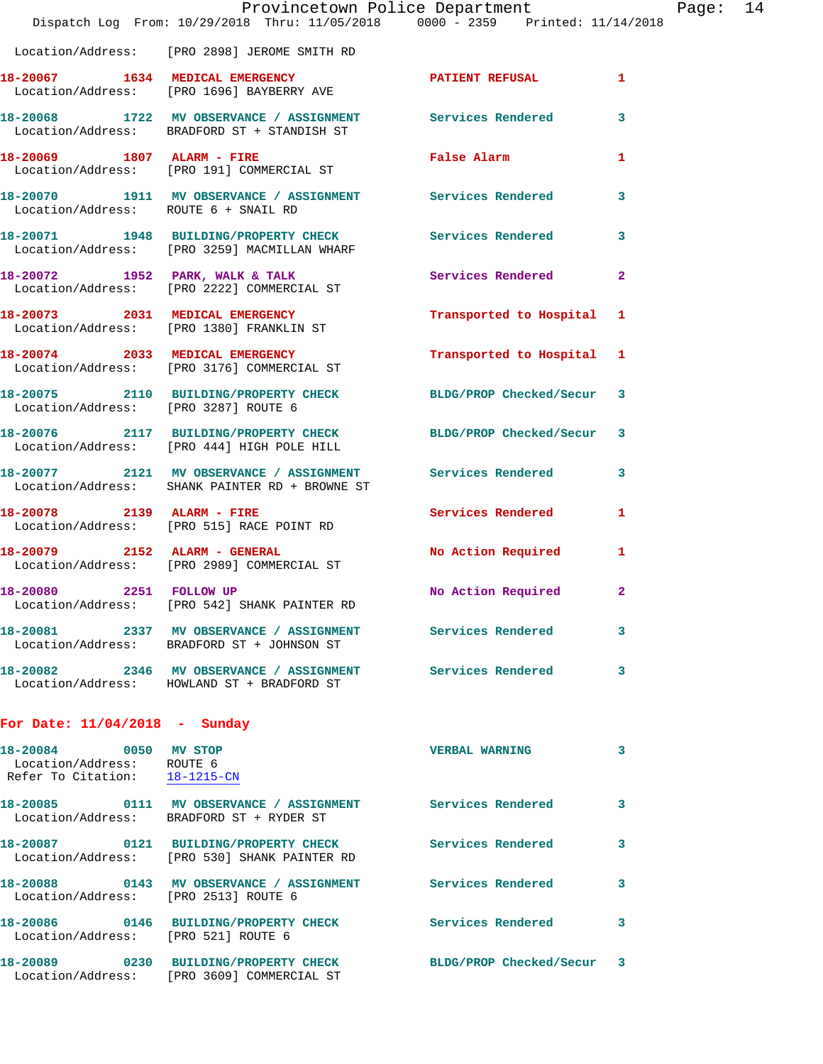Location/Address: [PRO 2898] JEROME SMITH RD

**18-20067** 1634 **MEDICAL EMERGENCY** PATIENT REFUSAL 1
Location/Address: [PRO 1696] BAYBERRY AVE

**18-20068** 1722 **MV OBSERVANCE / ASSIGNMENT** Services Rendered 3
Location/Address: BRADFORD ST + STANDISH ST

**18-20069** 1807 **ALARM - FIRE** False Alarm 1
Location/Address: [PRO 191] COMMERCIAL ST

**18-20070** 1911 **MV OBSERVANCE / ASSIGNMENT** Services Rendered 3
Location/Address: ROUTE 6 + SNAIL RD

**18-20071** 1948 **BUILDING/PROPERTY CHECK** Services Rendered 3
Location/Address: [PRO 3259] MACMILLAN WHARF

**18-20072** 1952 **PARK, WALK & TALK** Services Rendered 2
Location/Address: [PRO 2222] COMMERCIAL ST

**18-20073** 2031 **MEDICAL EMERGENCY** Transported to Hospital 1
Location/Address: [PRO 1380] FRANKLIN ST

**18-20074** 2033 **MEDICAL EMERGENCY** Transported to Hospital 1
Location/Address: [PRO 3176] COMMERCIAL ST

**18-20075** 2110 **BUILDING/PROPERTY CHECK** BLDG/PROP Checked/Secur 3
Location/Address: [PRO 3287] ROUTE 6

**18-20076** 2117 **BUILDING/PROPERTY CHECK** BLDG/PROP Checked/Secur 3
Location/Address: [PRO 444] HIGH POLE HILL

**18-20077** 2121 **MV OBSERVANCE / ASSIGNMENT** Services Rendered 3
Location/Address: SHANK PAINTER RD + BROWNE ST

**18-20078** 2139 **ALARM - FIRE** Services Rendered 1
Location/Address: [PRO 515] RACE POINT RD

**18-20079** 2152 **ALARM - GENERAL** No Action Required 1
Location/Address: [PRO 2989] COMMERCIAL ST

**18-20080** 2251 **FOLLOW UP** No Action Required 2
Location/Address: [PRO 542] SHANK PAINTER RD

**18-20081** 2337 **MV OBSERVANCE / ASSIGNMENT** Services Rendered 3
Location/Address: BRADFORD ST + JOHNSON ST

**18-20082** 2346 **MV OBSERVANCE / ASSIGNMENT** Services Rendered 3
Location/Address: HOWLAND ST + BRADFORD ST

## For Date: 11/04/2018 - Sunday

**18-20084** 0050 **MV STOP** VERBAL WARNING 3
Location/Address: ROUTE 6
Refer To Citation: 18-1215-CN

**18-20085** 0111 **MV OBSERVANCE / ASSIGNMENT** Services Rendered 3
Location/Address: BRADFORD ST + RYDER ST

**18-20087** 0121 **BUILDING/PROPERTY CHECK** Services Rendered 3
Location/Address: [PRO 530] SHANK PAINTER RD

**18-20088** 0143 **MV OBSERVANCE / ASSIGNMENT** Services Rendered 3
Location/Address: [PRO 2513] ROUTE 6

**18-20086** 0146 **BUILDING/PROPERTY CHECK** Services Rendered 3
Location/Address: [PRO 521] ROUTE 6

**18-20089** 0230 **BUILDING/PROPERTY CHECK** BLDG/PROP Checked/Secur 3
Location/Address: [PRO 3609] COMMERCIAL ST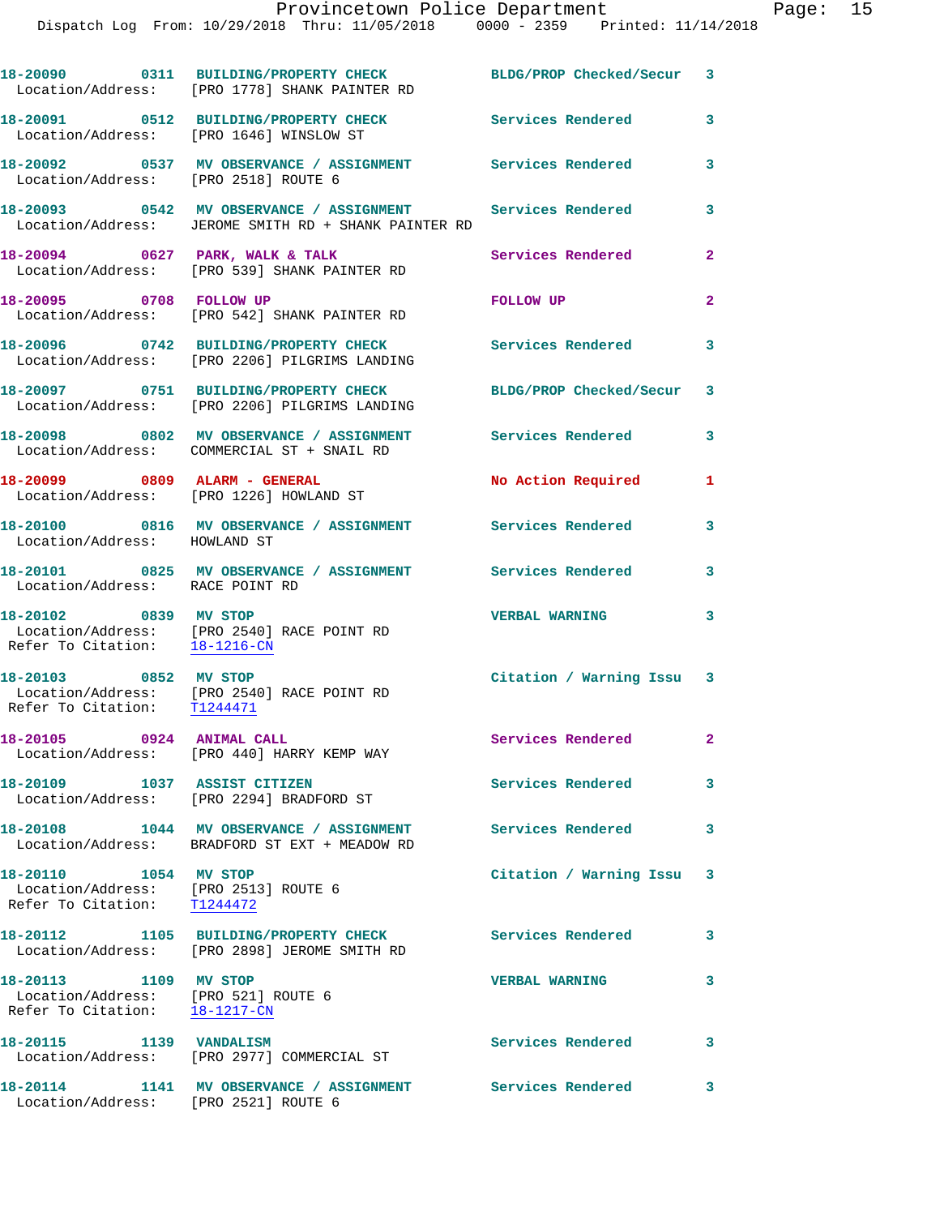18-20090 0311 BUILDING/PROPERTY CHECK BLDG/PROP Checked/Secur 3
Location/Address: [PRO 1778] SHANK PAINTER RD

18-20091 0512 BUILDING/PROPERTY CHECK Services Rendered 3
Location/Address: [PRO 1646] WINSLOW ST

18-20092 0537 MV OBSERVANCE / ASSIGNMENT Services Rendered 3
Location/Address: [PRO 2518] ROUTE 6

18-20093 0542 MV OBSERVANCE / ASSIGNMENT Services Rendered 3
Location/Address: JEROME SMITH RD + SHANK PAINTER RD

18-20094 0627 PARK, WALK & TALK Services Rendered 2
Location/Address: [PRO 539] SHANK PAINTER RD

18-20095 0708 FOLLOW UP FOLLOW UP 2
Location/Address: [PRO 542] SHANK PAINTER RD

18-20096 0742 BUILDING/PROPERTY CHECK Services Rendered 3
Location/Address: [PRO 2206] PILGRIMS LANDING

18-20097 0751 BUILDING/PROPERTY CHECK BLDG/PROP Checked/Secur 3
Location/Address: [PRO 2206] PILGRIMS LANDING

18-20098 0802 MV OBSERVANCE / ASSIGNMENT Services Rendered 3
Location/Address: COMMERCIAL ST + SNAIL RD

18-20099 0809 ALARM - GENERAL No Action Required 1
Location/Address: [PRO 1226] HOWLAND ST

18-20100 0816 MV OBSERVANCE / ASSIGNMENT Services Rendered 3
Location/Address: HOWLAND ST

18-20101 0825 MV OBSERVANCE / ASSIGNMENT Services Rendered 3
Location/Address: RACE POINT RD

18-20102 0839 MV STOP VERBAL WARNING 3
Location/Address: [PRO 2540] RACE POINT RD
Refer To Citation: 18-1216-CN

18-20103 0852 MV STOP Citation / Warning Issu 3
Location/Address: [PRO 2540] RACE POINT RD
Refer To Citation: T1244471

18-20105 0924 ANIMAL CALL Services Rendered 2
Location/Address: [PRO 440] HARRY KEMP WAY

18-20109 1037 ASSIST CITIZEN Services Rendered 3
Location/Address: [PRO 2294] BRADFORD ST

18-20108 1044 MV OBSERVANCE / ASSIGNMENT Services Rendered 3
Location/Address: BRADFORD ST EXT + MEADOW RD

18-20110 1054 MV STOP Citation / Warning Issu 3
Location/Address: [PRO 2513] ROUTE 6
Refer To Citation: T1244472

18-20112 1105 BUILDING/PROPERTY CHECK Services Rendered 3
Location/Address: [PRO 2898] JEROME SMITH RD

18-20113 1109 MV STOP VERBAL WARNING 3
Location/Address: [PRO 521] ROUTE 6
Refer To Citation: 18-1217-CN

18-20115 1139 VANDALISM Services Rendered 3
Location/Address: [PRO 2977] COMMERCIAL ST

18-20114 1141 MV OBSERVANCE / ASSIGNMENT Services Rendered 3
Location/Address: [PRO 2521] ROUTE 6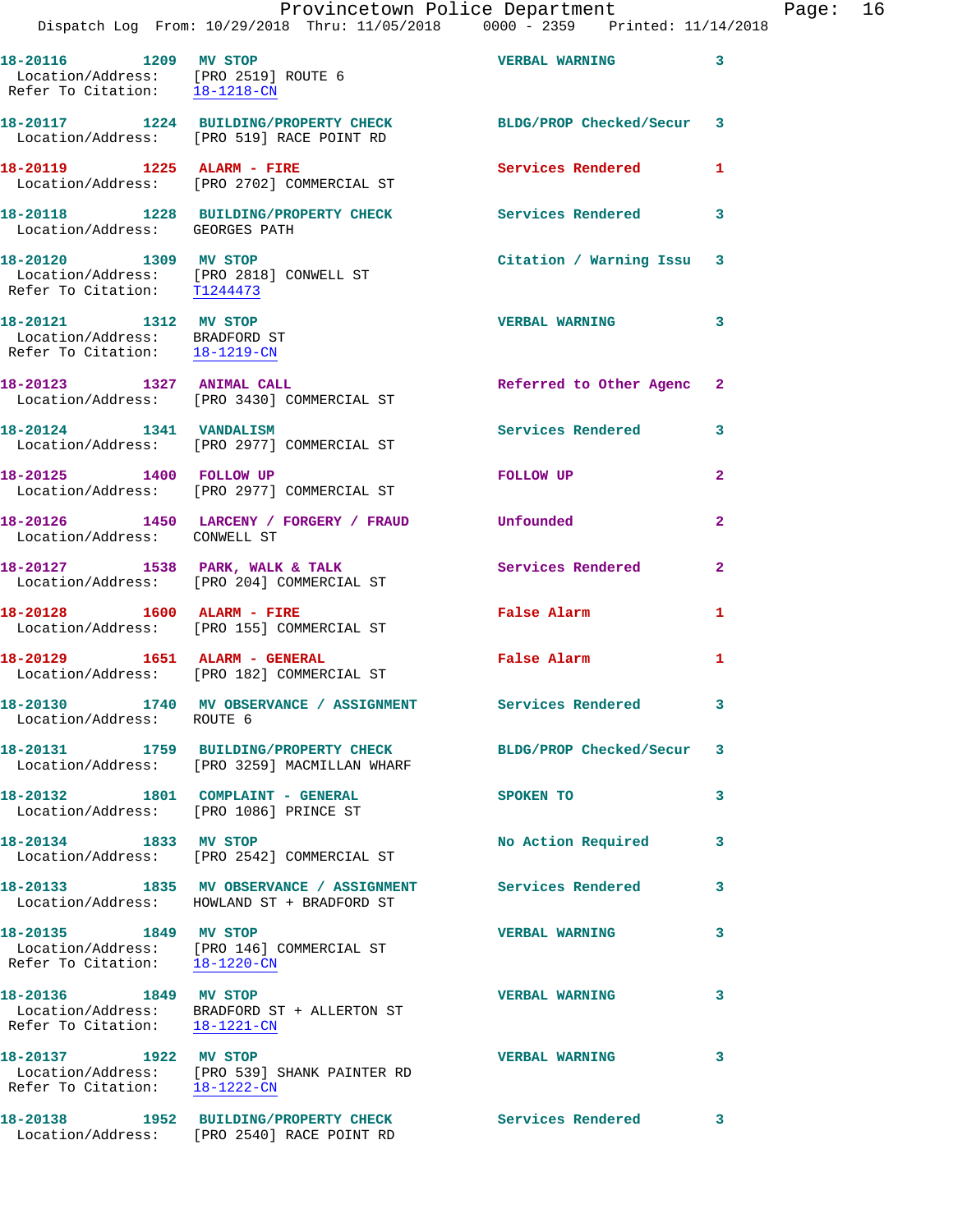18-20116 1209 **MV STOP** VERBAL WARNING 3
Location/Address: [PRO 2519] ROUTE 6
Refer To Citation: 18-1218-CN

18-20117 1224 **BUILDING/PROPERTY CHECK** BLDG/PROP Checked/Secur 3
Location/Address: [PRO 519] RACE POINT RD

18-20119 1225 **ALARM - FIRE** Services Rendered 1
Location/Address: [PRO 2702] COMMERCIAL ST

18-20118 1228 **BUILDING/PROPERTY CHECK** Services Rendered 3
Location/Address: GEORGES PATH

18-20120 1309 **MV STOP** Citation / Warning Issu 3
Location/Address: [PRO 2818] CONWELL ST
Refer To Citation: T1244473

18-20121 1312 **MV STOP** VERBAL WARNING 3
Location/Address: BRADFORD ST
Refer To Citation: 18-1219-CN

18-20123 1327 **ANIMAL CALL** Referred to Other Agenc 2
Location/Address: [PRO 3430] COMMERCIAL ST

18-20124 1341 **VANDALISM** Services Rendered 3
Location/Address: [PRO 2977] COMMERCIAL ST

18-20125 1400 **FOLLOW UP** FOLLOW UP 2
Location/Address: [PRO 2977] COMMERCIAL ST

18-20126 1450 **LARCENY / FORGERY / FRAUD** Unfounded 2
Location/Address: CONWELL ST

18-20127 1538 **PARK, WALK & TALK** Services Rendered 2
Location/Address: [PRO 204] COMMERCIAL ST

18-20128 1600 **ALARM - FIRE** False Alarm 1
Location/Address: [PRO 155] COMMERCIAL ST

18-20129 1651 **ALARM - GENERAL** False Alarm 1
Location/Address: [PRO 182] COMMERCIAL ST

18-20130 1740 **MV OBSERVANCE / ASSIGNMENT** Services Rendered 3
Location/Address: ROUTE 6

18-20131 1759 **BUILDING/PROPERTY CHECK** BLDG/PROP Checked/Secur 3
Location/Address: [PRO 3259] MACMILLAN WHARF

18-20132 1801 **COMPLAINT - GENERAL** SPOKEN TO 3
Location/Address: [PRO 1086] PRINCE ST

18-20134 1833 **MV STOP** No Action Required 3
Location/Address: [PRO 2542] COMMERCIAL ST

18-20133 1835 **MV OBSERVANCE / ASSIGNMENT** Services Rendered 3
Location/Address: HOWLAND ST + BRADFORD ST

18-20135 1849 **MV STOP** VERBAL WARNING 3
Location/Address: [PRO 146] COMMERCIAL ST
Refer To Citation: 18-1220-CN

18-20136 1849 **MV STOP** VERBAL WARNING 3
Location/Address: BRADFORD ST + ALLERTON ST
Refer To Citation: 18-1221-CN

18-20137 1922 **MV STOP** VERBAL WARNING 3
Location/Address: [PRO 539] SHANK PAINTER RD
Refer To Citation: 18-1222-CN

18-20138 1952 **BUILDING/PROPERTY CHECK** Services Rendered 3
Location/Address: [PRO 2540] RACE POINT RD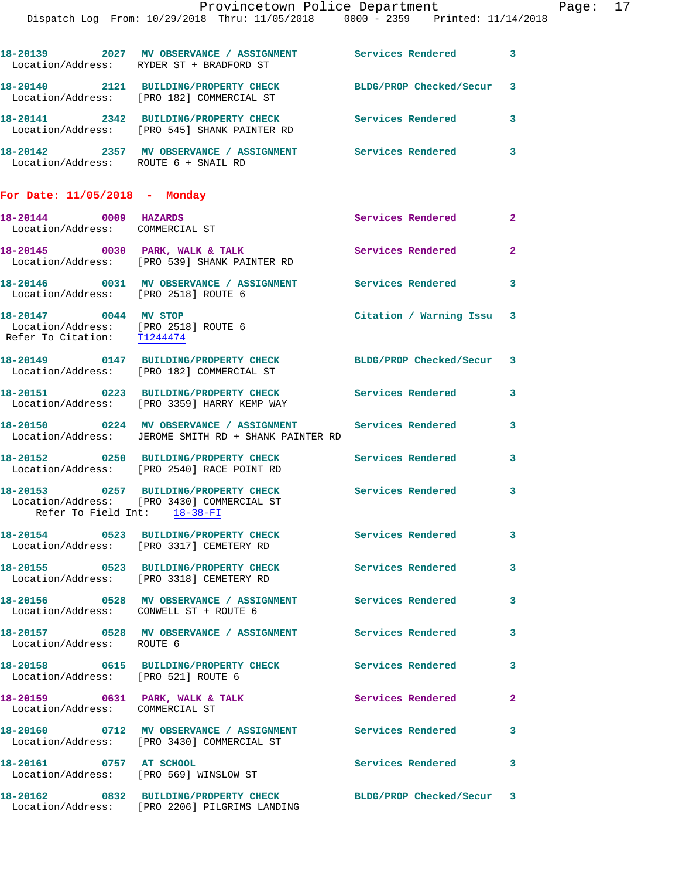18-20139 2027 **MV OBSERVANCE / ASSIGNMENT** Services Rendered 3
Location/Address: RYDER ST + BRADFORD ST

18-20140 2121 **BUILDING/PROPERTY CHECK** BLDG/PROP Checked/Secur 3
Location/Address: [PRO 182] COMMERCIAL ST

18-20141 2342 **BUILDING/PROPERTY CHECK** Services Rendered 3
Location/Address: [PRO 545] SHANK PAINTER RD

18-20142 2357 **MV OBSERVANCE / ASSIGNMENT** Services Rendered 3
Location/Address: ROUTE 6 + SNAIL RD

## For Date: 11/05/2018 - Monday

18-20144 0009 **HAZARDS** Services Rendered 2
Location/Address: COMMERCIAL ST

18-20145 0030 **PARK, WALK & TALK** Services Rendered 2
Location/Address: [PRO 539] SHANK PAINTER RD

18-20146 0031 **MV OBSERVANCE / ASSIGNMENT** Services Rendered 3
Location/Address: [PRO 2518] ROUTE 6

18-20147 0044 **MV STOP** Citation / Warning Issu 3
Location/Address: [PRO 2518] ROUTE 6
Refer To Citation: T1244474

18-20149 0147 **BUILDING/PROPERTY CHECK** BLDG/PROP Checked/Secur 3
Location/Address: [PRO 182] COMMERCIAL ST

18-20151 0223 **BUILDING/PROPERTY CHECK** Services Rendered 3
Location/Address: [PRO 3359] HARRY KEMP WAY

18-20150 0224 **MV OBSERVANCE / ASSIGNMENT** Services Rendered 3
Location/Address: JEROME SMITH RD + SHANK PAINTER RD

18-20152 0250 **BUILDING/PROPERTY CHECK** Services Rendered 3
Location/Address: [PRO 2540] RACE POINT RD

18-20153 0257 **BUILDING/PROPERTY CHECK** Services Rendered 3
Location/Address: [PRO 3430] COMMERCIAL ST
Refer To Field Int: 18-38-FI

18-20154 0523 **BUILDING/PROPERTY CHECK** Services Rendered 3
Location/Address: [PRO 3317] CEMETERY RD

18-20155 0523 **BUILDING/PROPERTY CHECK** Services Rendered 3
Location/Address: [PRO 3318] CEMETERY RD

18-20156 0528 **MV OBSERVANCE / ASSIGNMENT** Services Rendered 3
Location/Address: CONWELL ST + ROUTE 6

18-20157 0528 **MV OBSERVANCE / ASSIGNMENT** Services Rendered 3
Location/Address: ROUTE 6

18-20158 0615 **BUILDING/PROPERTY CHECK** Services Rendered 3
Location/Address: [PRO 521] ROUTE 6

18-20159 0631 **PARK, WALK & TALK** Services Rendered 2
Location/Address: COMMERCIAL ST

18-20160 0712 **MV OBSERVANCE / ASSIGNMENT** Services Rendered 3
Location/Address: [PRO 3430] COMMERCIAL ST

18-20161 0757 **AT SCHOOL** Services Rendered 3
Location/Address: [PRO 569] WINSLOW ST

18-20162 0832 **BUILDING/PROPERTY CHECK** BLDG/PROP Checked/Secur 3
Location/Address: [PRO 2206] PILGRIMS LANDING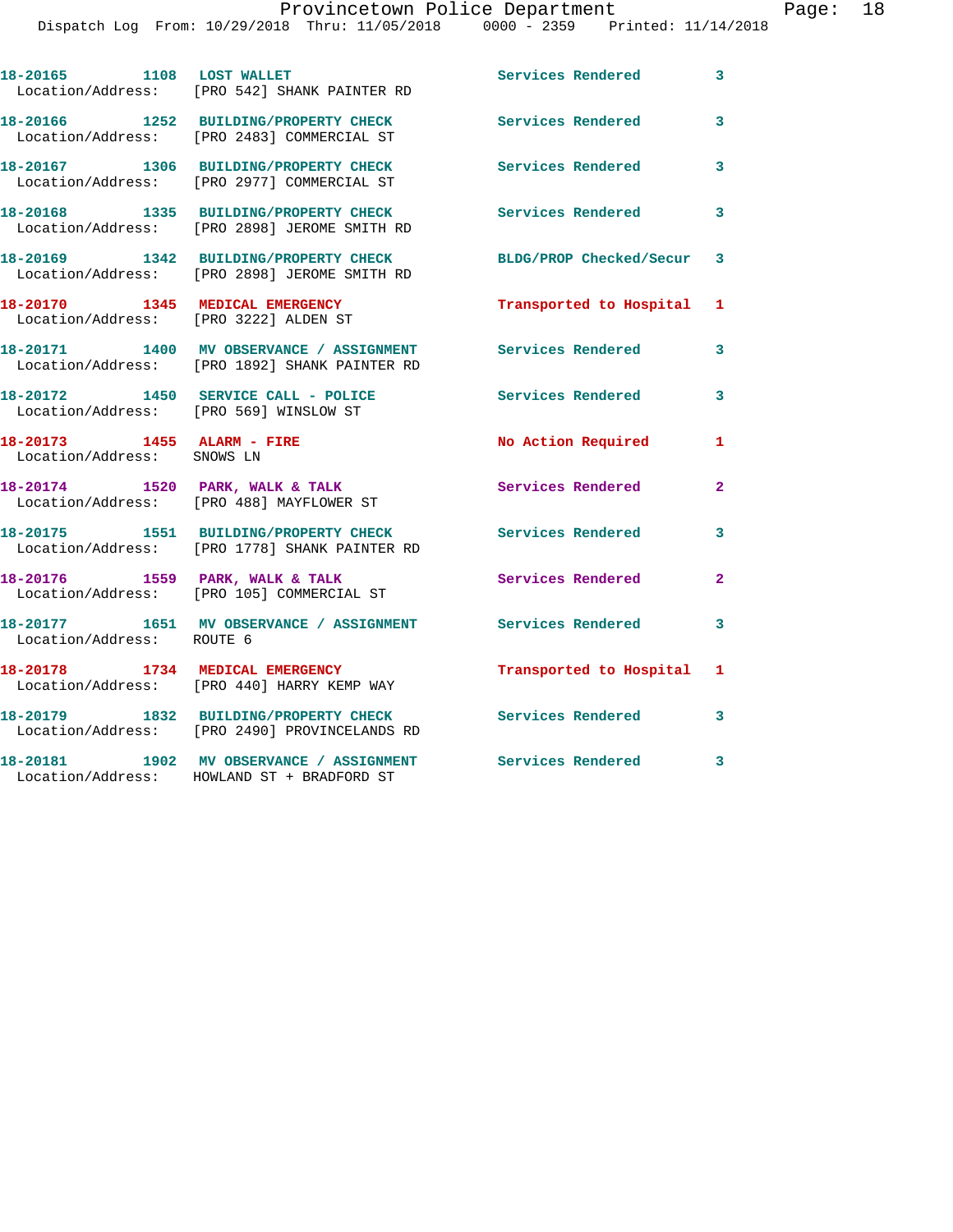18-20165 1108 LOST WALLET Services Rendered 3
Location/Address: [PRO 542] SHANK PAINTER RD

18-20166 1252 BUILDING/PROPERTY CHECK Services Rendered 3
Location/Address: [PRO 2483] COMMERCIAL ST

18-20167 1306 BUILDING/PROPERTY CHECK Services Rendered 3
Location/Address: [PRO 2977] COMMERCIAL ST

18-20168 1335 BUILDING/PROPERTY CHECK Services Rendered 3
Location/Address: [PRO 2898] JEROME SMITH RD

18-20169 1342 BUILDING/PROPERTY CHECK BLDG/PROP Checked/Secur 3
Location/Address: [PRO 2898] JEROME SMITH RD

18-20170 1345 MEDICAL EMERGENCY Transported to Hospital 1
Location/Address: [PRO 3222] ALDEN ST

18-20171 1400 MV OBSERVANCE / ASSIGNMENT Services Rendered 3
Location/Address: [PRO 1892] SHANK PAINTER RD

18-20172 1450 SERVICE CALL - POLICE Services Rendered 3
Location/Address: [PRO 569] WINSLOW ST

18-20173 1455 ALARM - FIRE No Action Required 1
Location/Address: SNOWS LN

18-20174 1520 PARK, WALK & TALK Services Rendered 2
Location/Address: [PRO 488] MAYFLOWER ST

18-20175 1551 BUILDING/PROPERTY CHECK Services Rendered 3
Location/Address: [PRO 1778] SHANK PAINTER RD

18-20176 1559 PARK, WALK & TALK Services Rendered 2
Location/Address: [PRO 105] COMMERCIAL ST

18-20177 1651 MV OBSERVANCE / ASSIGNMENT Services Rendered 3
Location/Address: ROUTE 6

18-20178 1734 MEDICAL EMERGENCY Transported to Hospital 1
Location/Address: [PRO 440] HARRY KEMP WAY

18-20179 1832 BUILDING/PROPERTY CHECK Services Rendered 3
Location/Address: [PRO 2490] PROVINCELANDS RD

18-20181 1902 MV OBSERVANCE / ASSIGNMENT Services Rendered 3
Location/Address: HOWLAND ST + BRADFORD ST